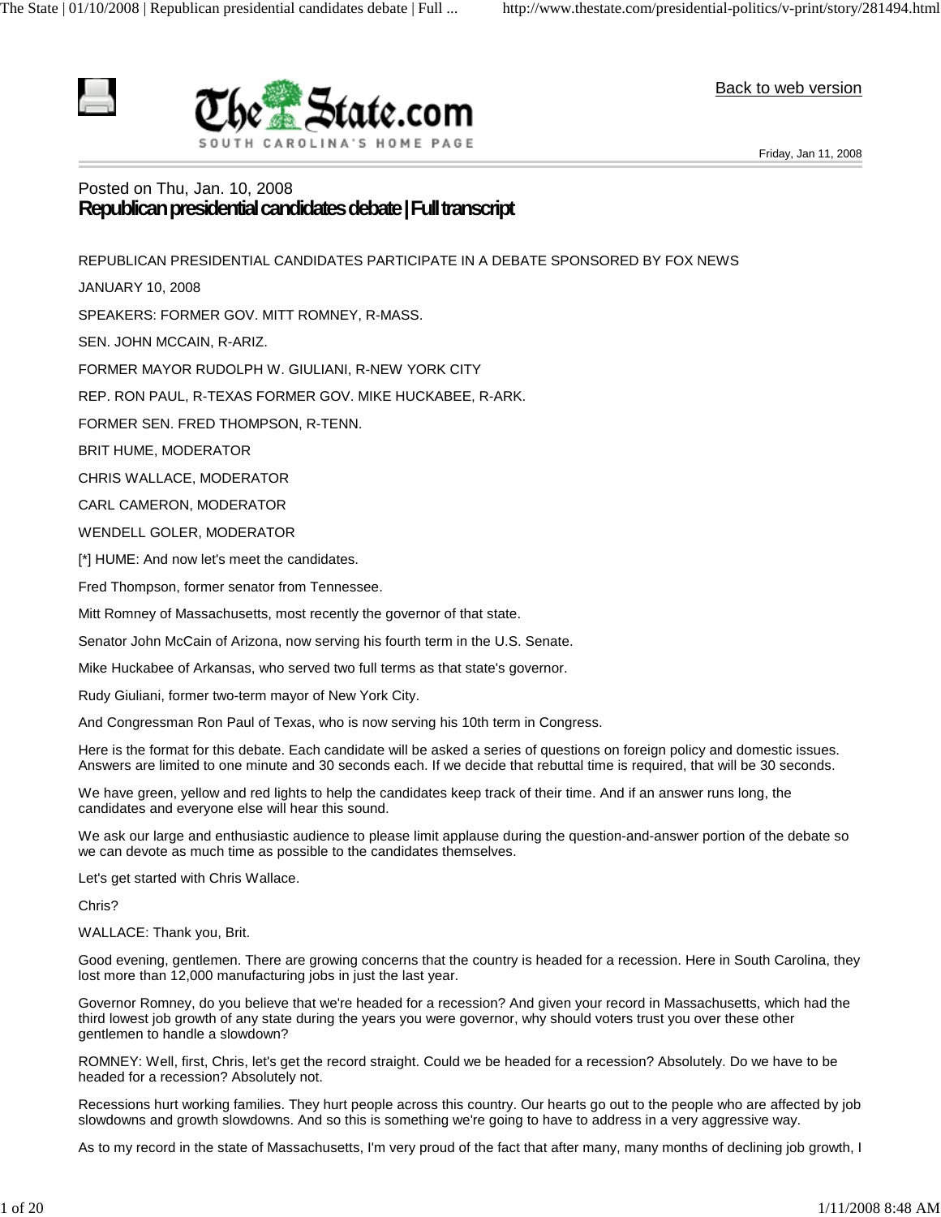Back to web version

Friday, Jan 11, 2008

Posted on Thu, Jan. 10, 2008

# Republican presidential candidates debate | Full transcript

REPUBLICAN PRESIDENTIAL CANDIDATES PARTICIPATE IN A DEBATE SPONSORED BY FOX NEWS

JANUARY 10, 2008

SPEAKERS: FORMER GOV. MITT ROMNEY, R-MASS.

SEN. JOHN MCCAIN, R-ARIZ.

FORMER MAYOR RUDOLPH W. GIULIANI, R-NEW YORK CITY

REP. RON PAUL, R-TEXAS FORMER GOV. MIKE HUCKABEE, R-ARK.

FORMER SEN. FRED THOMPSON, R-TENN.

BRIT HUME, MODERATOR

CHRIS WALLACE, MODERATOR

CARL CAMERON, MODERATOR

WENDELL GOLER, MODERATOR

[*] HUME: And now let's meet the candidates.

Fred Thompson, former senator from Tennessee.

Mitt Romney of Massachusetts, most recently the governor of that state.

Senator John McCain of Arizona, now serving his fourth term in the U.S. Senate.

Mike Huckabee of Arkansas, who served two full terms as that state's governor.

Rudy Giuliani, former two-term mayor of New York City.

And Congressman Ron Paul of Texas, who is now serving his 10th term in Congress.

Here is the format for this debate. Each candidate will be asked a series of questions on foreign policy and domestic issues. Answers are limited to one minute and 30 seconds each. If we decide that rebuttal time is required, that will be 30 seconds.

We have green, yellow and red lights to help the candidates keep track of their time. And if an answer runs long, the candidates and everyone else will hear this sound.

We ask our large and enthusiastic audience to please limit applause during the question-and-answer portion of the debate so we can devote as much time as possible to the candidates themselves.

Let's get started with Chris Wallace.

Chris?

WALLACE: Thank you, Brit.

Good evening, gentlemen. There are growing concerns that the country is headed for a recession. Here in South Carolina, they lost more than 12,000 manufacturing jobs in just the last year.

Governor Romney, do you believe that we're headed for a recession? And given your record in Massachusetts, which had the third lowest job growth of any state during the years you were governor, why should voters trust you over these other gentlemen to handle a slowdown?

ROMNEY: Well, first, Chris, let's get the record straight. Could we be headed for a recession? Absolutely. Do we have to be headed for a recession? Absolutely not.

Recessions hurt working families. They hurt people across this country. Our hearts go out to the people who are affected by job slowdowns and growth slowdowns. And so this is something we're going to have to address in a very aggressive way.

As to my record in the state of Massachusetts, I'm very proud of the fact that after many, many months of declining job growth, I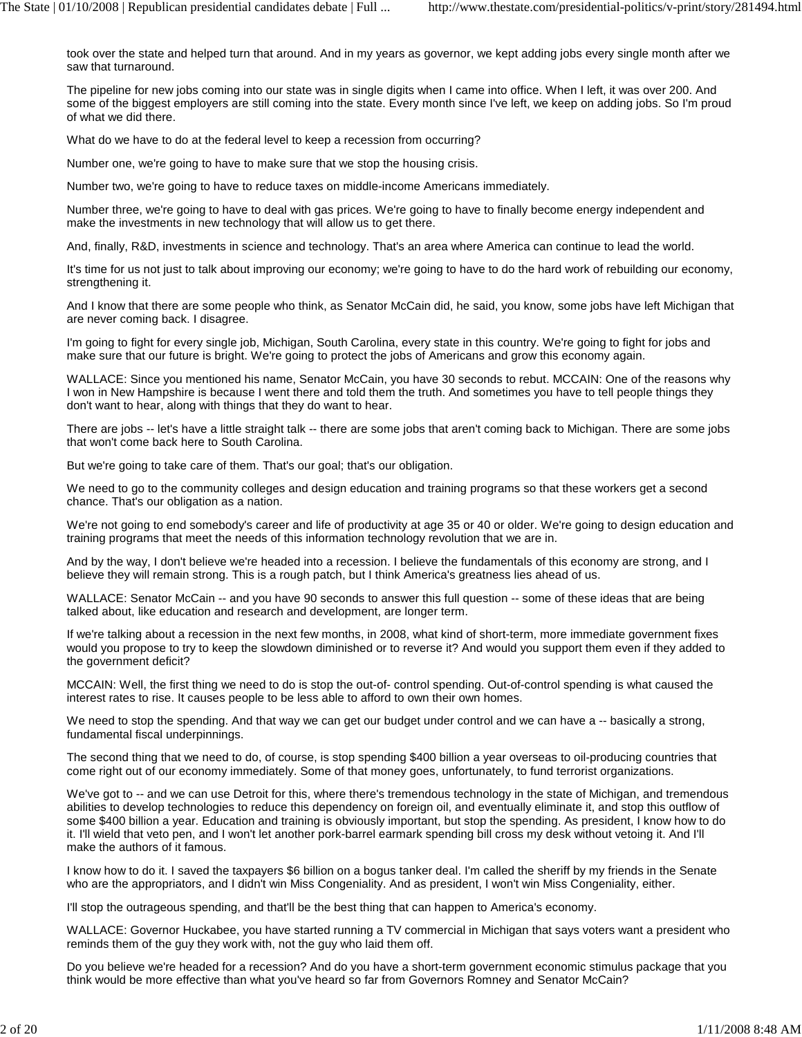took over the state and helped turn that around. And in my years as governor, we kept adding jobs every single month after we saw that turnaround.

The pipeline for new jobs coming into our state was in single digits when I came into office. When I left, it was over 200. And some of the biggest employers are still coming into the state. Every month since I've left, we keep on adding jobs. So I'm proud of what we did there.

What do we have to do at the federal level to keep a recession from occurring?

Number one, we're going to have to make sure that we stop the housing crisis.

Number two, we're going to have to reduce taxes on middle-income Americans immediately.

Number three, we're going to have to deal with gas prices. We're going to have to finally become energy independent and make the investments in new technology that will allow us to get there.

And, finally, R&D, investments in science and technology. That's an area where America can continue to lead the world.

It's time for us not just to talk about improving our economy; we're going to have to do the hard work of rebuilding our economy, strengthening it.

And I know that there are some people who think, as Senator McCain did, he said, you know, some jobs have left Michigan that are never coming back. I disagree.

I'm going to fight for every single job, Michigan, South Carolina, every state in this country. We're going to fight for jobs and make sure that our future is bright. We're going to protect the jobs of Americans and grow this economy again.

WALLACE: Since you mentioned his name, Senator McCain, you have 30 seconds to rebut. MCCAIN: One of the reasons why I won in New Hampshire is because I went there and told them the truth. And sometimes you have to tell people things they don't want to hear, along with things that they do want to hear.

There are jobs -- let's have a little straight talk -- there are some jobs that aren't coming back to Michigan. There are some jobs that won't come back here to South Carolina.

But we're going to take care of them. That's our goal; that's our obligation.

We need to go to the community colleges and design education and training programs so that these workers get a second chance. That's our obligation as a nation.

We're not going to end somebody's career and life of productivity at age 35 or 40 or older. We're going to design education and training programs that meet the needs of this information technology revolution that we are in.

And by the way, I don't believe we're headed into a recession. I believe the fundamentals of this economy are strong, and I believe they will remain strong. This is a rough patch, but I think America's greatness lies ahead of us.

WALLACE: Senator McCain -- and you have 90 seconds to answer this full question -- some of these ideas that are being talked about, like education and research and development, are longer term.

If we're talking about a recession in the next few months, in 2008, what kind of short-term, more immediate government fixes would you propose to try to keep the slowdown diminished or to reverse it? And would you support them even if they added to the government deficit?

MCCAIN: Well, the first thing we need to do is stop the out-of- control spending. Out-of-control spending is what caused the interest rates to rise. It causes people to be less able to afford to own their own homes.

We need to stop the spending. And that way we can get our budget under control and we can have a -- basically a strong, fundamental fiscal underpinnings.

The second thing that we need to do, of course, is stop spending $400 billion a year overseas to oil-producing countries that come right out of our economy immediately. Some of that money goes, unfortunately, to fund terrorist organizations.

We've got to -- and we can use Detroit for this, where there's tremendous technology in the state of Michigan, and tremendous abilities to develop technologies to reduce this dependency on foreign oil, and eventually eliminate it, and stop this outflow of some $400 billion a year. Education and training is obviously important, but stop the spending. As president, I know how to do it. I'll wield that veto pen, and I won't let another pork-barrel earmark spending bill cross my desk without vetoing it. And I'll make the authors of it famous.

I know how to do it. I saved the taxpayers $6 billion on a bogus tanker deal. I'm called the sheriff by my friends in the Senate who are the appropriators, and I didn't win Miss Congeniality. And as president, I won't win Miss Congeniality, either.

I'll stop the outrageous spending, and that'll be the best thing that can happen to America's economy.

WALLACE: Governor Huckabee, you have started running a TV commercial in Michigan that says voters want a president who reminds them of the guy they work with, not the guy who laid them off.

Do you believe we're headed for a recession? And do you have a short-term government economic stimulus package that you think would be more effective than what you've heard so far from Governors Romney and Senator McCain?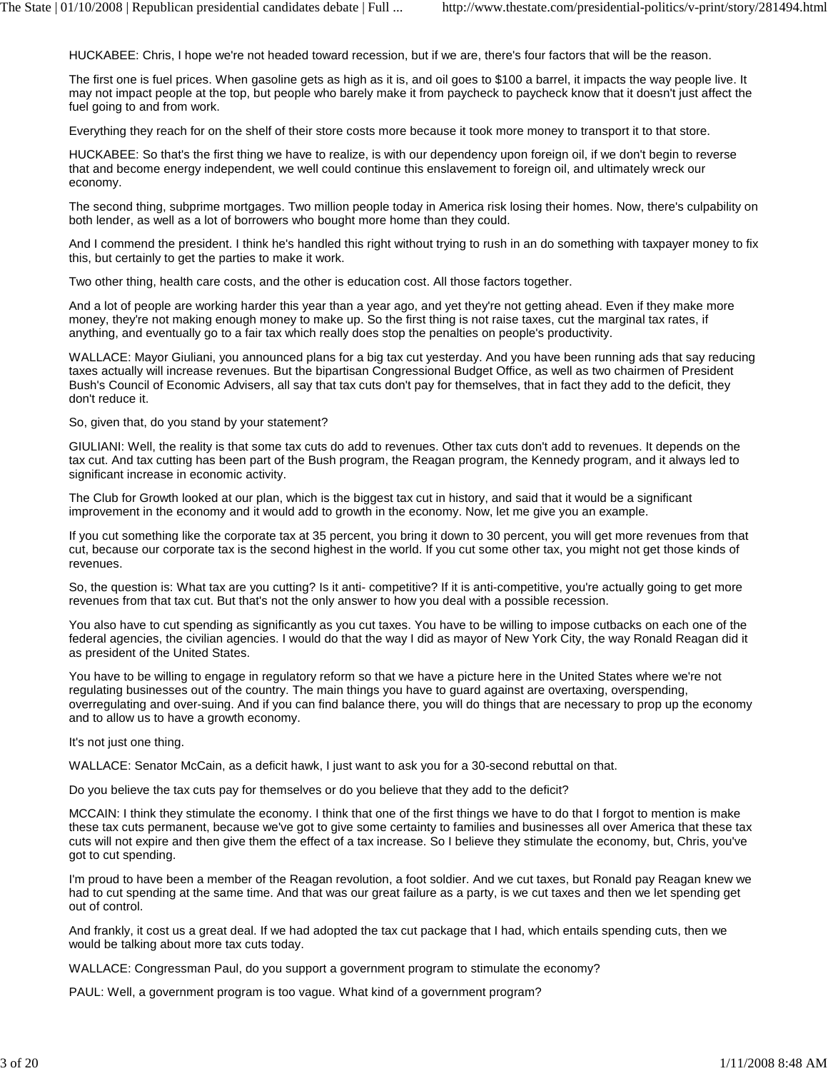HUCKABEE: Chris, I hope we're not headed toward recession, but if we are, there's four factors that will be the reason.

The first one is fuel prices. When gasoline gets as high as it is, and oil goes to $100 a barrel, it impacts the way people live. It may not impact people at the top, but people who barely make it from paycheck to paycheck know that it doesn't just affect the fuel going to and from work.

Everything they reach for on the shelf of their store costs more because it took more money to transport it to that store.

HUCKABEE: So that's the first thing we have to realize, is with our dependency upon foreign oil, if we don't begin to reverse that and become energy independent, we well could continue this enslavement to foreign oil, and ultimately wreck our economy.

The second thing, subprime mortgages. Two million people today in America risk losing their homes. Now, there's culpability on both lender, as well as a lot of borrowers who bought more home than they could.

And I commend the president. I think he's handled this right without trying to rush in an do something with taxpayer money to fix this, but certainly to get the parties to make it work.

Two other thing, health care costs, and the other is education cost. All those factors together.

And a lot of people are working harder this year than a year ago, and yet they're not getting ahead. Even if they make more money, they're not making enough money to make up. So the first thing is not raise taxes, cut the marginal tax rates, if anything, and eventually go to a fair tax which really does stop the penalties on people's productivity.

WALLACE: Mayor Giuliani, you announced plans for a big tax cut yesterday. And you have been running ads that say reducing taxes actually will increase revenues. But the bipartisan Congressional Budget Office, as well as two chairmen of President Bush's Council of Economic Advisers, all say that tax cuts don't pay for themselves, that in fact they add to the deficit, they don't reduce it.

So, given that, do you stand by your statement?

GIULIANI: Well, the reality is that some tax cuts do add to revenues. Other tax cuts don't add to revenues. It depends on the tax cut. And tax cutting has been part of the Bush program, the Reagan program, the Kennedy program, and it always led to significant increase in economic activity.

The Club for Growth looked at our plan, which is the biggest tax cut in history, and said that it would be a significant improvement in the economy and it would add to growth in the economy. Now, let me give you an example.

If you cut something like the corporate tax at 35 percent, you bring it down to 30 percent, you will get more revenues from that cut, because our corporate tax is the second highest in the world. If you cut some other tax, you might not get those kinds of revenues.

So, the question is: What tax are you cutting? Is it anti- competitive? If it is anti-competitive, you're actually going to get more revenues from that tax cut. But that's not the only answer to how you deal with a possible recession.

You also have to cut spending as significantly as you cut taxes. You have to be willing to impose cutbacks on each one of the federal agencies, the civilian agencies. I would do that the way I did as mayor of New York City, the way Ronald Reagan did it as president of the United States.

You have to be willing to engage in regulatory reform so that we have a picture here in the United States where we're not regulating businesses out of the country. The main things you have to guard against are overtaxing, overspending, overregulating and over-suing. And if you can find balance there, you will do things that are necessary to prop up the economy and to allow us to have a growth economy.

It's not just one thing.

WALLACE: Senator McCain, as a deficit hawk, I just want to ask you for a 30-second rebuttal on that.

Do you believe the tax cuts pay for themselves or do you believe that they add to the deficit?

MCCAIN: I think they stimulate the economy. I think that one of the first things we have to do that I forgot to mention is make these tax cuts permanent, because we've got to give some certainty to families and businesses all over America that these tax cuts will not expire and then give them the effect of a tax increase. So I believe they stimulate the economy, but, Chris, you've got to cut spending.

I'm proud to have been a member of the Reagan revolution, a foot soldier. And we cut taxes, but Ronald pay Reagan knew we had to cut spending at the same time. And that was our great failure as a party, is we cut taxes and then we let spending get out of control.

And frankly, it cost us a great deal. If we had adopted the tax cut package that I had, which entails spending cuts, then we would be talking about more tax cuts today.

WALLACE: Congressman Paul, do you support a government program to stimulate the economy?

PAUL: Well, a government program is too vague. What kind of a government program?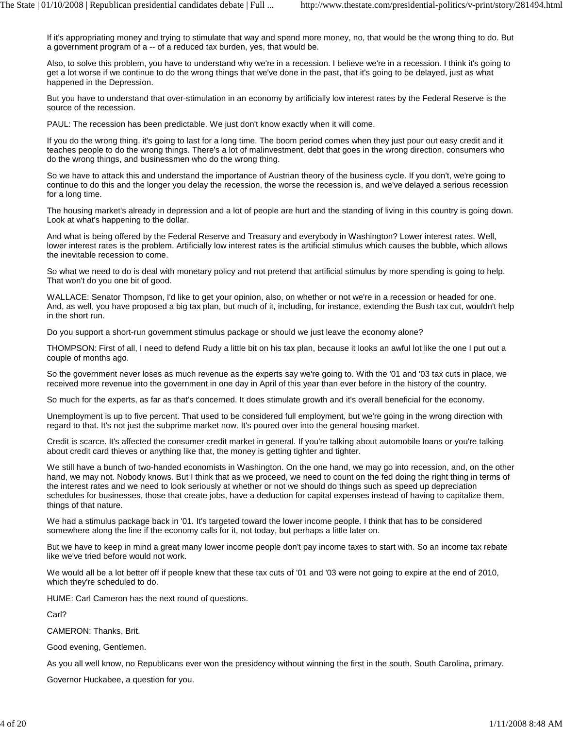If it's appropriating money and trying to stimulate that way and spend more money, no, that would be the wrong thing to do. But a government program of a -- of a reduced tax burden, yes, that would be.

Also, to solve this problem, you have to understand why we're in a recession. I believe we're in a recession. I think it's going to get a lot worse if we continue to do the wrong things that we've done in the past, that it's going to be delayed, just as what happened in the Depression.

But you have to understand that over-stimulation in an economy by artificially low interest rates by the Federal Reserve is the source of the recession.

PAUL: The recession has been predictable. We just don't know exactly when it will come.

If you do the wrong thing, it's going to last for a long time. The boom period comes when they just pour out easy credit and it teaches people to do the wrong things. There's a lot of malinvestment, debt that goes in the wrong direction, consumers who do the wrong things, and businessmen who do the wrong thing.

So we have to attack this and understand the importance of Austrian theory of the business cycle. If you don't, we're going to continue to do this and the longer you delay the recession, the worse the recession is, and we've delayed a serious recession for a long time.

The housing market's already in depression and a lot of people are hurt and the standing of living in this country is going down. Look at what's happening to the dollar.

And what is being offered by the Federal Reserve and Treasury and everybody in Washington? Lower interest rates. Well, lower interest rates is the problem. Artificially low interest rates is the artificial stimulus which causes the bubble, which allows the inevitable recession to come.

So what we need to do is deal with monetary policy and not pretend that artificial stimulus by more spending is going to help. That won't do you one bit of good.

WALLACE: Senator Thompson, I'd like to get your opinion, also, on whether or not we're in a recession or headed for one. And, as well, you have proposed a big tax plan, but much of it, including, for instance, extending the Bush tax cut, wouldn't help in the short run.

Do you support a short-run government stimulus package or should we just leave the economy alone?

THOMPSON: First of all, I need to defend Rudy a little bit on his tax plan, because it looks an awful lot like the one I put out a couple of months ago.

So the government never loses as much revenue as the experts say we're going to. With the '01 and '03 tax cuts in place, we received more revenue into the government in one day in April of this year than ever before in the history of the country.

So much for the experts, as far as that's concerned. It does stimulate growth and it's overall beneficial for the economy.

Unemployment is up to five percent. That used to be considered full employment, but we're going in the wrong direction with regard to that. It's not just the subprime market now. It's poured over into the general housing market.

Credit is scarce. It's affected the consumer credit market in general. If you're talking about automobile loans or you're talking about credit card thieves or anything like that, the money is getting tighter and tighter.

We still have a bunch of two-handed economists in Washington. On the one hand, we may go into recession, and, on the other hand, we may not. Nobody knows. But I think that as we proceed, we need to count on the fed doing the right thing in terms of the interest rates and we need to look seriously at whether or not we should do things such as speed up depreciation schedules for businesses, those that create jobs, have a deduction for capital expenses instead of having to capitalize them, things of that nature.

We had a stimulus package back in '01. It's targeted toward the lower income people. I think that has to be considered somewhere along the line if the economy calls for it, not today, but perhaps a little later on.

But we have to keep in mind a great many lower income people don't pay income taxes to start with. So an income tax rebate like we've tried before would not work.

We would all be a lot better off if people knew that these tax cuts of '01 and '03 were not going to expire at the end of 2010, which they're scheduled to do.

HUME: Carl Cameron has the next round of questions.

Carl?

CAMERON: Thanks, Brit.

Good evening, Gentlemen.

As you all well know, no Republicans ever won the presidency without winning the first in the south, South Carolina, primary.

Governor Huckabee, a question for you.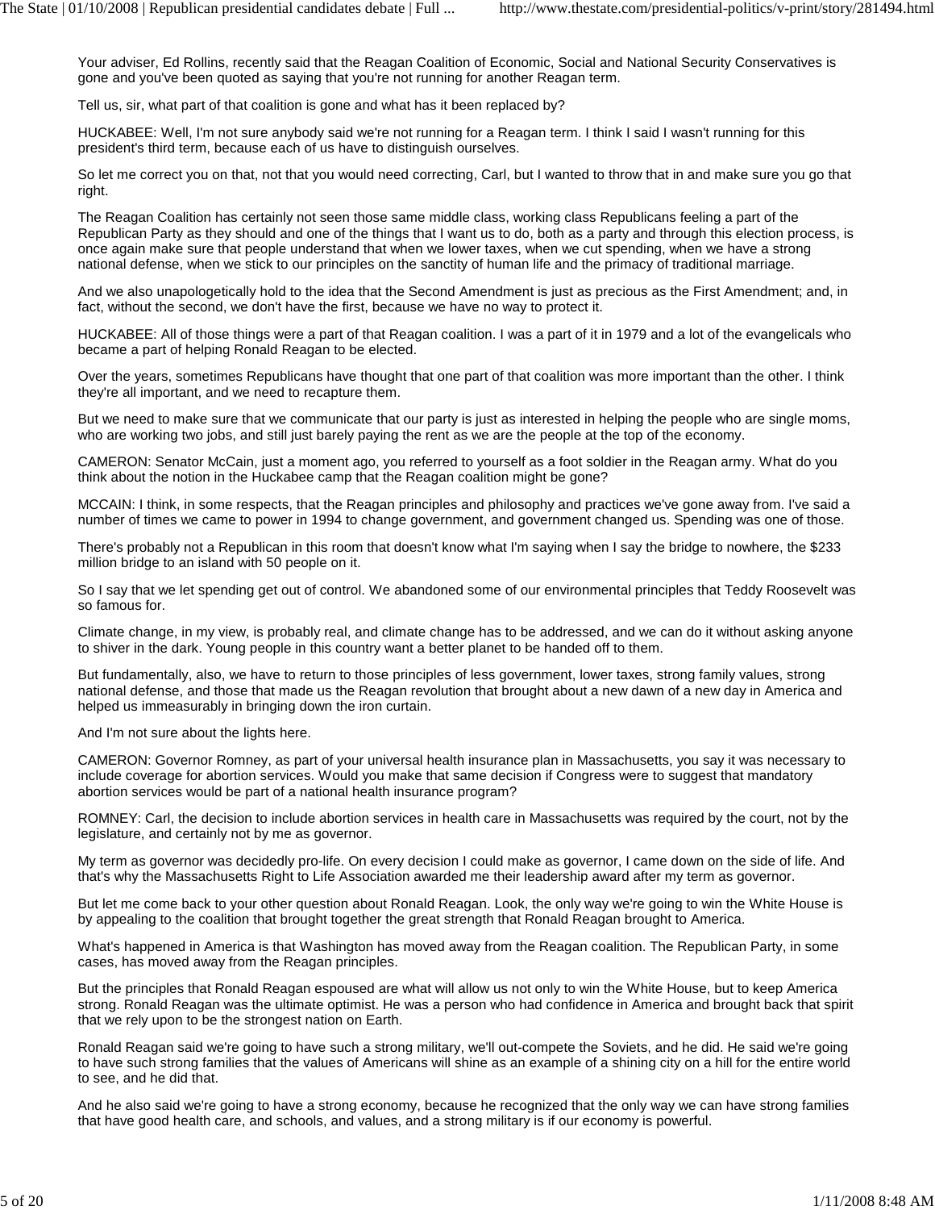Your adviser, Ed Rollins, recently said that the Reagan Coalition of Economic, Social and National Security Conservatives is gone and you've been quoted as saying that you're not running for another Reagan term.

Tell us, sir, what part of that coalition is gone and what has it been replaced by?

HUCKABEE: Well, I'm not sure anybody said we're not running for a Reagan term. I think I said I wasn't running for this president's third term, because each of us have to distinguish ourselves.

So let me correct you on that, not that you would need correcting, Carl, but I wanted to throw that in and make sure you go that right.

The Reagan Coalition has certainly not seen those same middle class, working class Republicans feeling a part of the Republican Party as they should and one of the things that I want us to do, both as a party and through this election process, is once again make sure that people understand that when we lower taxes, when we cut spending, when we have a strong national defense, when we stick to our principles on the sanctity of human life and the primacy of traditional marriage.

And we also unapologetically hold to the idea that the Second Amendment is just as precious as the First Amendment; and, in fact, without the second, we don't have the first, because we have no way to protect it.

HUCKABEE: All of those things were a part of that Reagan coalition. I was a part of it in 1979 and a lot of the evangelicals who became a part of helping Ronald Reagan to be elected.

Over the years, sometimes Republicans have thought that one part of that coalition was more important than the other. I think they're all important, and we need to recapture them.

But we need to make sure that we communicate that our party is just as interested in helping the people who are single moms, who are working two jobs, and still just barely paying the rent as we are the people at the top of the economy.

CAMERON: Senator McCain, just a moment ago, you referred to yourself as a foot soldier in the Reagan army. What do you think about the notion in the Huckabee camp that the Reagan coalition might be gone?

MCCAIN: I think, in some respects, that the Reagan principles and philosophy and practices we've gone away from. I've said a number of times we came to power in 1994 to change government, and government changed us. Spending was one of those.

There's probably not a Republican in this room that doesn't know what I'm saying when I say the bridge to nowhere, the $233 million bridge to an island with 50 people on it.

So I say that we let spending get out of control. We abandoned some of our environmental principles that Teddy Roosevelt was so famous for.

Climate change, in my view, is probably real, and climate change has to be addressed, and we can do it without asking anyone to shiver in the dark. Young people in this country want a better planet to be handed off to them.

But fundamentally, also, we have to return to those principles of less government, lower taxes, strong family values, strong national defense, and those that made us the Reagan revolution that brought about a new dawn of a new day in America and helped us immeasurably in bringing down the iron curtain.

And I'm not sure about the lights here.

CAMERON: Governor Romney, as part of your universal health insurance plan in Massachusetts, you say it was necessary to include coverage for abortion services. Would you make that same decision if Congress were to suggest that mandatory abortion services would be part of a national health insurance program?

ROMNEY: Carl, the decision to include abortion services in health care in Massachusetts was required by the court, not by the legislature, and certainly not by me as governor.

My term as governor was decidedly pro-life. On every decision I could make as governor, I came down on the side of life. And that's why the Massachusetts Right to Life Association awarded me their leadership award after my term as governor.

But let me come back to your other question about Ronald Reagan. Look, the only way we're going to win the White House is by appealing to the coalition that brought together the great strength that Ronald Reagan brought to America.

What's happened in America is that Washington has moved away from the Reagan coalition. The Republican Party, in some cases, has moved away from the Reagan principles.

But the principles that Ronald Reagan espoused are what will allow us not only to win the White House, but to keep America strong. Ronald Reagan was the ultimate optimist. He was a person who had confidence in America and brought back that spirit that we rely upon to be the strongest nation on Earth.

Ronald Reagan said we're going to have such a strong military, we'll out-compete the Soviets, and he did. He said we're going to have such strong families that the values of Americans will shine as an example of a shining city on a hill for the entire world to see, and he did that.

And he also said we're going to have a strong economy, because he recognized that the only way we can have strong families that have good health care, and schools, and values, and a strong military is if our economy is powerful.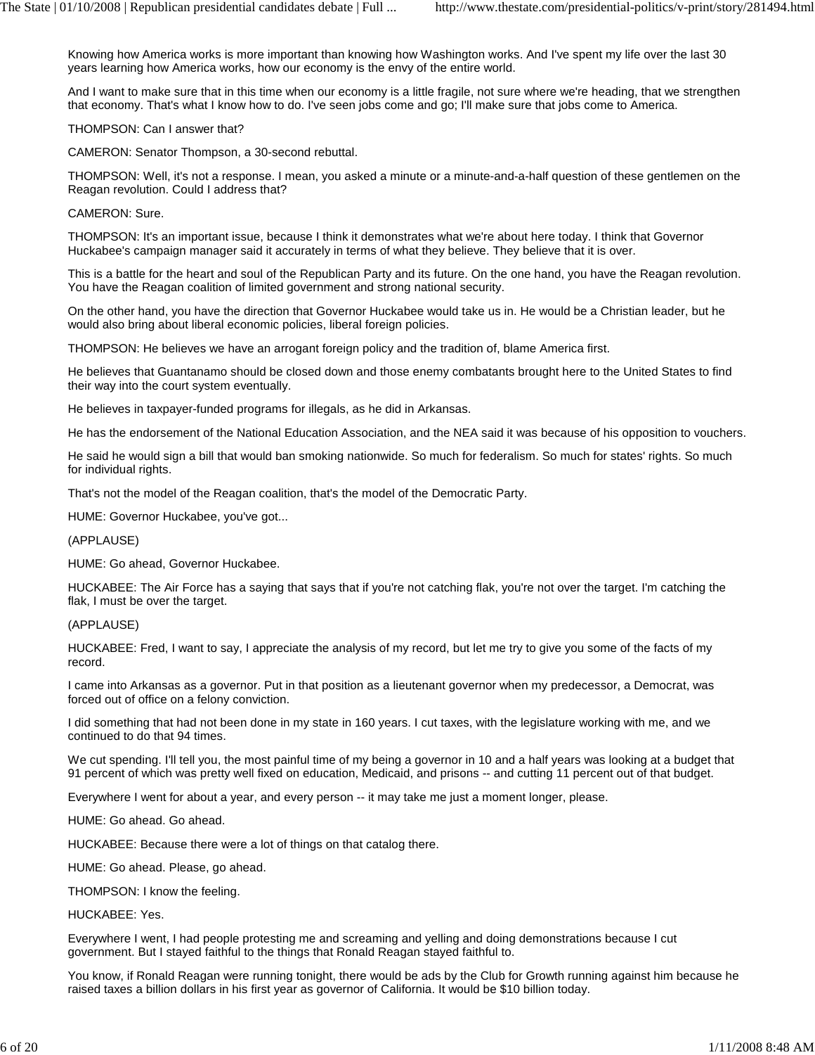Knowing how America works is more important than knowing how Washington works. And I've spent my life over the last 30 years learning how America works, how our economy is the envy of the entire world.

And I want to make sure that in this time when our economy is a little fragile, not sure where we're heading, that we strengthen that economy. That's what I know how to do. I've seen jobs come and go; I'll make sure that jobs come to America.

THOMPSON: Can I answer that?

CAMERON: Senator Thompson, a 30-second rebuttal.

THOMPSON: Well, it's not a response. I mean, you asked a minute or a minute-and-a-half question of these gentlemen on the Reagan revolution. Could I address that?

CAMERON: Sure.

THOMPSON: It's an important issue, because I think it demonstrates what we're about here today. I think that Governor Huckabee's campaign manager said it accurately in terms of what they believe. They believe that it is over.

This is a battle for the heart and soul of the Republican Party and its future. On the one hand, you have the Reagan revolution. You have the Reagan coalition of limited government and strong national security.

On the other hand, you have the direction that Governor Huckabee would take us in. He would be a Christian leader, but he would also bring about liberal economic policies, liberal foreign policies.

THOMPSON: He believes we have an arrogant foreign policy and the tradition of, blame America first.

He believes that Guantanamo should be closed down and those enemy combatants brought here to the United States to find their way into the court system eventually.

He believes in taxpayer-funded programs for illegals, as he did in Arkansas.

He has the endorsement of the National Education Association, and the NEA said it was because of his opposition to vouchers.

He said he would sign a bill that would ban smoking nationwide. So much for federalism. So much for states' rights. So much for individual rights.

That's not the model of the Reagan coalition, that's the model of the Democratic Party.

HUME: Governor Huckabee, you've got...

(APPLAUSE)

HUME: Go ahead, Governor Huckabee.

HUCKABEE: The Air Force has a saying that says that if you're not catching flak, you're not over the target. I'm catching the flak, I must be over the target.

(APPLAUSE)

HUCKABEE: Fred, I want to say, I appreciate the analysis of my record, but let me try to give you some of the facts of my record.

I came into Arkansas as a governor. Put in that position as a lieutenant governor when my predecessor, a Democrat, was forced out of office on a felony conviction.

I did something that had not been done in my state in 160 years. I cut taxes, with the legislature working with me, and we continued to do that 94 times.

We cut spending. I'll tell you, the most painful time of my being a governor in 10 and a half years was looking at a budget that 91 percent of which was pretty well fixed on education, Medicaid, and prisons -- and cutting 11 percent out of that budget.

Everywhere I went for about a year, and every person -- it may take me just a moment longer, please.

HUME: Go ahead. Go ahead.

HUCKABEE: Because there were a lot of things on that catalog there.

HUME: Go ahead. Please, go ahead.

THOMPSON: I know the feeling.

HUCKABEE: Yes.

Everywhere I went, I had people protesting me and screaming and yelling and doing demonstrations because I cut government. But I stayed faithful to the things that Ronald Reagan stayed faithful to.

You know, if Ronald Reagan were running tonight, there would be ads by the Club for Growth running against him because he raised taxes a billion dollars in his first year as governor of California. It would be $10 billion today.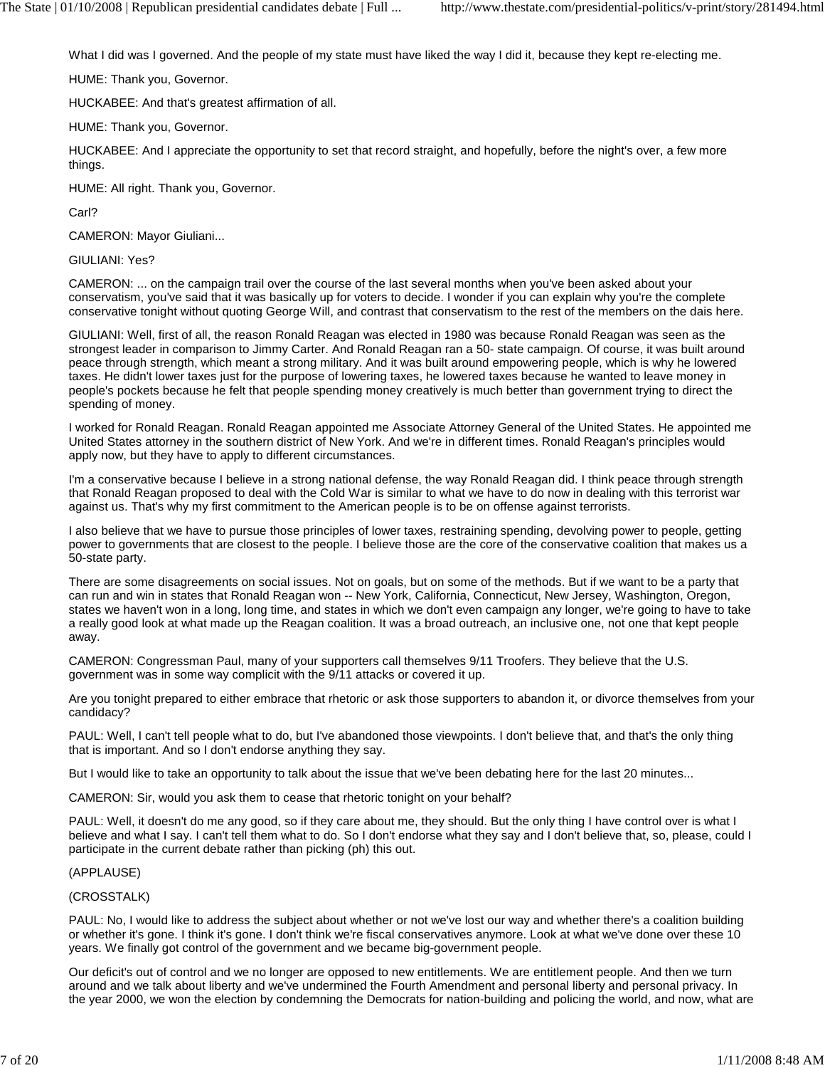What I did was I governed. And the people of my state must have liked the way I did it, because they kept re-electing me.

HUME: Thank you, Governor.

HUCKABEE: And that's greatest affirmation of all.

HUME: Thank you, Governor.

HUCKABEE: And I appreciate the opportunity to set that record straight, and hopefully, before the night's over, a few more things.

HUME: All right. Thank you, Governor.

Carl?

CAMERON: Mayor Giuliani...

GIULIANI: Yes?

CAMERON: ... on the campaign trail over the course of the last several months when you've been asked about your conservatism, you've said that it was basically up for voters to decide. I wonder if you can explain why you're the complete conservative tonight without quoting George Will, and contrast that conservatism to the rest of the members on the dais here.

GIULIANI: Well, first of all, the reason Ronald Reagan was elected in 1980 was because Ronald Reagan was seen as the strongest leader in comparison to Jimmy Carter. And Ronald Reagan ran a 50- state campaign. Of course, it was built around peace through strength, which meant a strong military. And it was built around empowering people, which is why he lowered taxes. He didn't lower taxes just for the purpose of lowering taxes, he lowered taxes because he wanted to leave money in people's pockets because he felt that people spending money creatively is much better than government trying to direct the spending of money.

I worked for Ronald Reagan. Ronald Reagan appointed me Associate Attorney General of the United States. He appointed me United States attorney in the southern district of New York. And we're in different times. Ronald Reagan's principles would apply now, but they have to apply to different circumstances.

I'm a conservative because I believe in a strong national defense, the way Ronald Reagan did. I think peace through strength that Ronald Reagan proposed to deal with the Cold War is similar to what we have to do now in dealing with this terrorist war against us. That's why my first commitment to the American people is to be on offense against terrorists.

I also believe that we have to pursue those principles of lower taxes, restraining spending, devolving power to people, getting power to governments that are closest to the people. I believe those are the core of the conservative coalition that makes us a 50-state party.

There are some disagreements on social issues. Not on goals, but on some of the methods. But if we want to be a party that can run and win in states that Ronald Reagan won -- New York, California, Connecticut, New Jersey, Washington, Oregon, states we haven't won in a long, long time, and states in which we don't even campaign any longer, we're going to have to take a really good look at what made up the Reagan coalition. It was a broad outreach, an inclusive one, not one that kept people away.

CAMERON: Congressman Paul, many of your supporters call themselves 9/11 Troofers. They believe that the U.S. government was in some way complicit with the 9/11 attacks or covered it up.

Are you tonight prepared to either embrace that rhetoric or ask those supporters to abandon it, or divorce themselves from your candidacy?

PAUL: Well, I can't tell people what to do, but I've abandoned those viewpoints. I don't believe that, and that's the only thing that is important. And so I don't endorse anything they say.

But I would like to take an opportunity to talk about the issue that we've been debating here for the last 20 minutes...

CAMERON: Sir, would you ask them to cease that rhetoric tonight on your behalf?

PAUL: Well, it doesn't do me any good, so if they care about me, they should. But the only thing I have control over is what I believe and what I say. I can't tell them what to do. So I don't endorse what they say and I don't believe that, so, please, could I participate in the current debate rather than picking (ph) this out.

(APPLAUSE)

(CROSSTALK)

PAUL: No, I would like to address the subject about whether or not we've lost our way and whether there's a coalition building or whether it's gone. I think it's gone. I don't think we're fiscal conservatives anymore. Look at what we've done over these 10 years. We finally got control of the government and we became big-government people.

Our deficit's out of control and we no longer are opposed to new entitlements. We are entitlement people. And then we turn around and we talk about liberty and we've undermined the Fourth Amendment and personal liberty and personal privacy. In the year 2000, we won the election by condemning the Democrats for nation-building and policing the world, and now, what are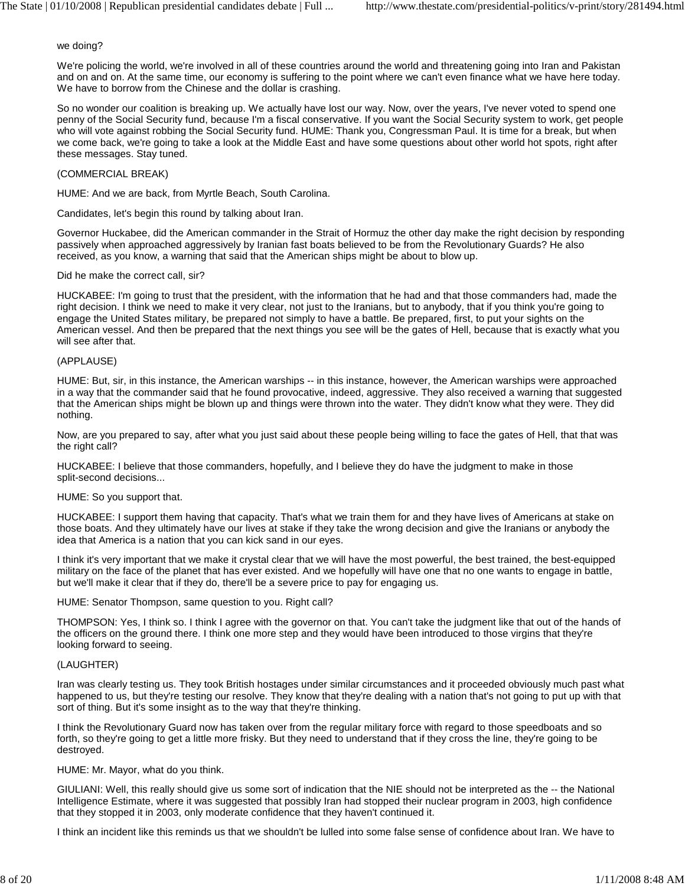we doing?

We're policing the world, we're involved in all of these countries around the world and threatening going into Iran and Pakistan and on and on. At the same time, our economy is suffering to the point where we can't even finance what we have here today. We have to borrow from the Chinese and the dollar is crashing.

So no wonder our coalition is breaking up. We actually have lost our way. Now, over the years, I've never voted to spend one penny of the Social Security fund, because I'm a fiscal conservative. If you want the Social Security system to work, get people who will vote against robbing the Social Security fund. HUME: Thank you, Congressman Paul. It is time for a break, but when we come back, we're going to take a look at the Middle East and have some questions about other world hot spots, right after these messages. Stay tuned.

(COMMERCIAL BREAK)

HUME: And we are back, from Myrtle Beach, South Carolina.

Candidates, let's begin this round by talking about Iran.

Governor Huckabee, did the American commander in the Strait of Hormuz the other day make the right decision by responding passively when approached aggressively by Iranian fast boats believed to be from the Revolutionary Guards? He also received, as you know, a warning that said that the American ships might be about to blow up.

Did he make the correct call, sir?

HUCKABEE: I'm going to trust that the president, with the information that he had and that those commanders had, made the right decision. I think we need to make it very clear, not just to the Iranians, but to anybody, that if you think you're going to engage the United States military, be prepared not simply to have a battle. Be prepared, first, to put your sights on the American vessel. And then be prepared that the next things you see will be the gates of Hell, because that is exactly what you will see after that.

(APPLAUSE)

HUME: But, sir, in this instance, the American warships -- in this instance, however, the American warships were approached in a way that the commander said that he found provocative, indeed, aggressive. They also received a warning that suggested that the American ships might be blown up and things were thrown into the water. They didn't know what they were. They did nothing.

Now, are you prepared to say, after what you just said about these people being willing to face the gates of Hell, that that was the right call?

HUCKABEE: I believe that those commanders, hopefully, and I believe they do have the judgment to make in those split-second decisions...

HUME: So you support that.

HUCKABEE: I support them having that capacity. That's what we train them for and they have lives of Americans at stake on those boats. And they ultimately have our lives at stake if they take the wrong decision and give the Iranians or anybody the idea that America is a nation that you can kick sand in our eyes.

I think it's very important that we make it crystal clear that we will have the most powerful, the best trained, the best-equipped military on the face of the planet that has ever existed. And we hopefully will have one that no one wants to engage in battle, but we'll make it clear that if they do, there'll be a severe price to pay for engaging us.

HUME: Senator Thompson, same question to you. Right call?

THOMPSON: Yes, I think so. I think I agree with the governor on that. You can't take the judgment like that out of the hands of the officers on the ground there. I think one more step and they would have been introduced to those virgins that they're looking forward to seeing.

(LAUGHTER)

Iran was clearly testing us. They took British hostages under similar circumstances and it proceeded obviously much past what happened to us, but they're testing our resolve. They know that they're dealing with a nation that's not going to put up with that sort of thing. But it's some insight as to the way that they're thinking.

I think the Revolutionary Guard now has taken over from the regular military force with regard to those speedboats and so forth, so they're going to get a little more frisky. But they need to understand that if they cross the line, they're going to be destroyed.

HUME: Mr. Mayor, what do you think.

GIULIANI: Well, this really should give us some sort of indication that the NIE should not be interpreted as the -- the National Intelligence Estimate, where it was suggested that possibly Iran had stopped their nuclear program in 2003, high confidence that they stopped it in 2003, only moderate confidence that they haven't continued it.

I think an incident like this reminds us that we shouldn't be lulled into some false sense of confidence about Iran. We have to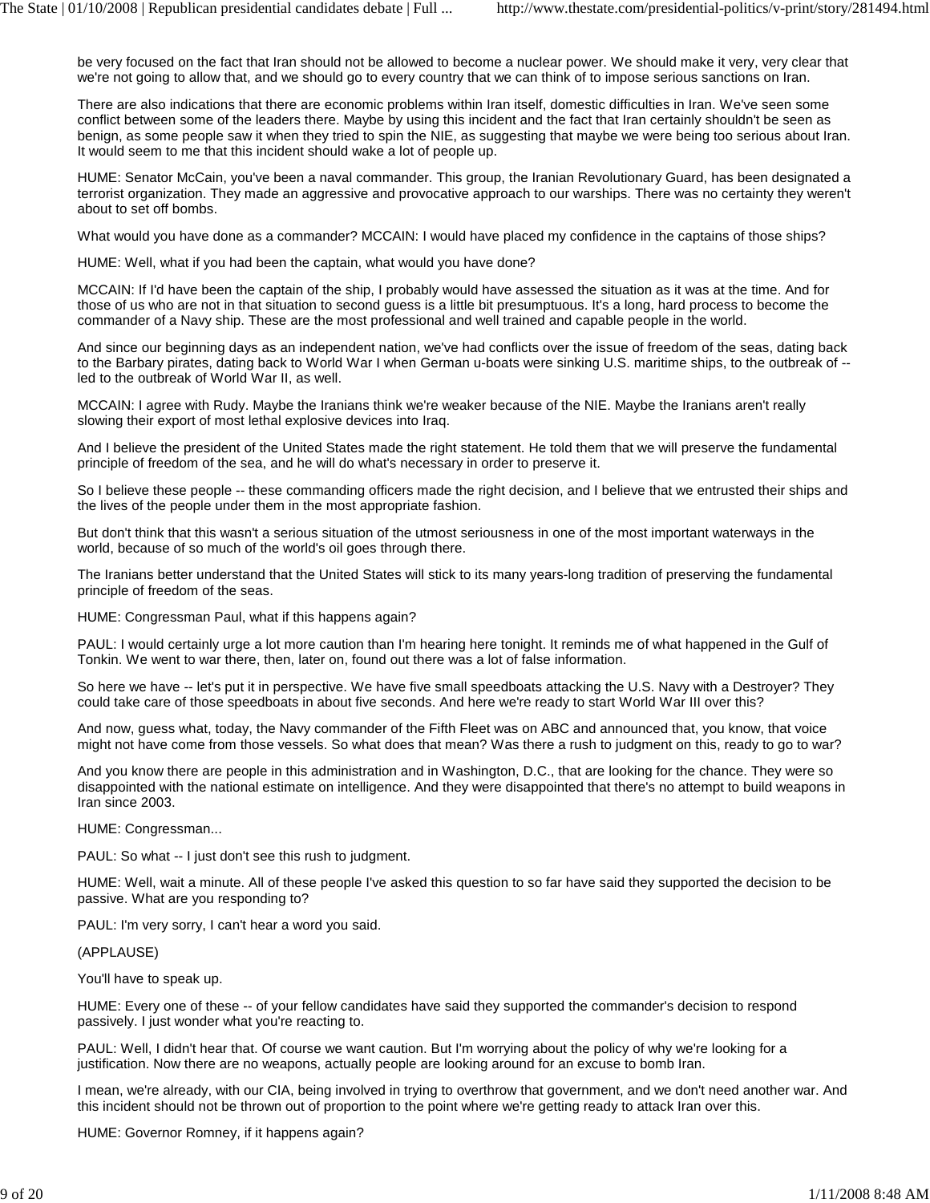be very focused on the fact that Iran should not be allowed to become a nuclear power. We should make it very, very clear that we're not going to allow that, and we should go to every country that we can think of to impose serious sanctions on Iran.

There are also indications that there are economic problems within Iran itself, domestic difficulties in Iran. We've seen some conflict between some of the leaders there. Maybe by using this incident and the fact that Iran certainly shouldn't be seen as benign, as some people saw it when they tried to spin the NIE, as suggesting that maybe we were being too serious about Iran. It would seem to me that this incident should wake a lot of people up.

HUME: Senator McCain, you've been a naval commander. This group, the Iranian Revolutionary Guard, has been designated a terrorist organization. They made an aggressive and provocative approach to our warships. There was no certainty they weren't about to set off bombs.

What would you have done as a commander? MCCAIN: I would have placed my confidence in the captains of those ships?

HUME: Well, what if you had been the captain, what would you have done?

MCCAIN: If I'd have been the captain of the ship, I probably would have assessed the situation as it was at the time. And for those of us who are not in that situation to second guess is a little bit presumptuous. It's a long, hard process to become the commander of a Navy ship. These are the most professional and well trained and capable people in the world.

And since our beginning days as an independent nation, we've had conflicts over the issue of freedom of the seas, dating back to the Barbary pirates, dating back to World War I when German u-boats were sinking U.S. maritime ships, to the outbreak of -- led to the outbreak of World War II, as well.

MCCAIN: I agree with Rudy. Maybe the Iranians think we're weaker because of the NIE. Maybe the Iranians aren't really slowing their export of most lethal explosive devices into Iraq.

And I believe the president of the United States made the right statement. He told them that we will preserve the fundamental principle of freedom of the sea, and he will do what's necessary in order to preserve it.

So I believe these people -- these commanding officers made the right decision, and I believe that we entrusted their ships and the lives of the people under them in the most appropriate fashion.

But don't think that this wasn't a serious situation of the utmost seriousness in one of the most important waterways in the world, because of so much of the world's oil goes through there.

The Iranians better understand that the United States will stick to its many years-long tradition of preserving the fundamental principle of freedom of the seas.

HUME: Congressman Paul, what if this happens again?

PAUL: I would certainly urge a lot more caution than I'm hearing here tonight. It reminds me of what happened in the Gulf of Tonkin. We went to war there, then, later on, found out there was a lot of false information.

So here we have -- let's put it in perspective. We have five small speedboats attacking the U.S. Navy with a Destroyer? They could take care of those speedboats in about five seconds. And here we're ready to start World War III over this?

And now, guess what, today, the Navy commander of the Fifth Fleet was on ABC and announced that, you know, that voice might not have come from those vessels. So what does that mean? Was there a rush to judgment on this, ready to go to war?

And you know there are people in this administration and in Washington, D.C., that are looking for the chance. They were so disappointed with the national estimate on intelligence. And they were disappointed that there's no attempt to build weapons in Iran since 2003.

HUME: Congressman...

PAUL: So what -- I just don't see this rush to judgment.

HUME: Well, wait a minute. All of these people I've asked this question to so far have said they supported the decision to be passive. What are you responding to?

PAUL: I'm very sorry, I can't hear a word you said.

(APPLAUSE)

You'll have to speak up.

HUME: Every one of these -- of your fellow candidates have said they supported the commander's decision to respond passively. I just wonder what you're reacting to.

PAUL: Well, I didn't hear that. Of course we want caution. But I'm worrying about the policy of why we're looking for a justification. Now there are no weapons, actually people are looking around for an excuse to bomb Iran.

I mean, we're already, with our CIA, being involved in trying to overthrow that government, and we don't need another war. And this incident should not be thrown out of proportion to the point where we're getting ready to attack Iran over this.

HUME: Governor Romney, if it happens again?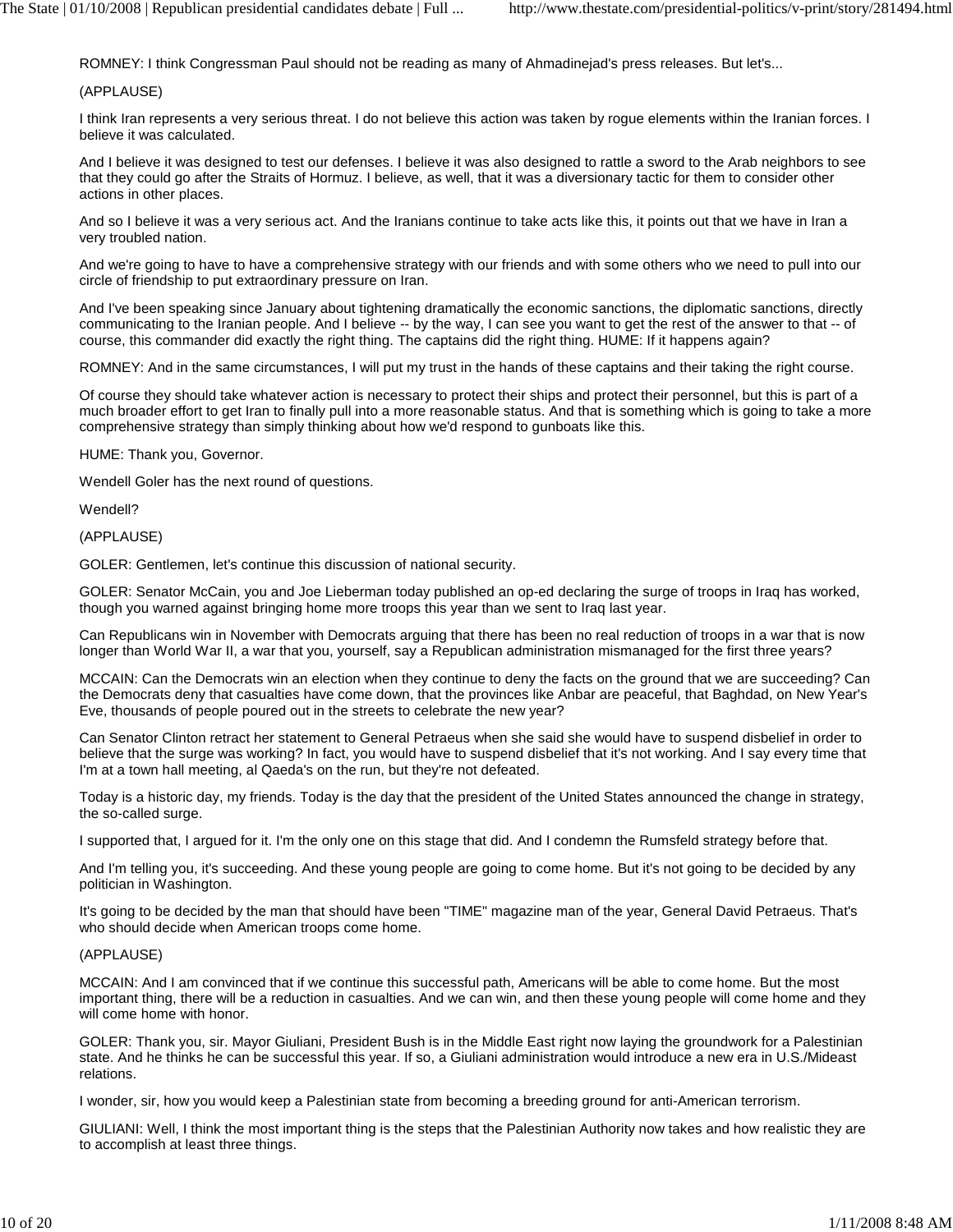ROMNEY: I think Congressman Paul should not be reading as many of Ahmadinejad's press releases. But let's...

(APPLAUSE)

I think Iran represents a very serious threat. I do not believe this action was taken by rogue elements within the Iranian forces. I believe it was calculated.

And I believe it was designed to test our defenses. I believe it was also designed to rattle a sword to the Arab neighbors to see that they could go after the Straits of Hormuz. I believe, as well, that it was a diversionary tactic for them to consider other actions in other places.

And so I believe it was a very serious act. And the Iranians continue to take acts like this, it points out that we have in Iran a very troubled nation.

And we're going to have to have a comprehensive strategy with our friends and with some others who we need to pull into our circle of friendship to put extraordinary pressure on Iran.

And I've been speaking since January about tightening dramatically the economic sanctions, the diplomatic sanctions, directly communicating to the Iranian people. And I believe -- by the way, I can see you want to get the rest of the answer to that -- of course, this commander did exactly the right thing. The captains did the right thing. HUME: If it happens again?

ROMNEY: And in the same circumstances, I will put my trust in the hands of these captains and their taking the right course.

Of course they should take whatever action is necessary to protect their ships and protect their personnel, but this is part of a much broader effort to get Iran to finally pull into a more reasonable status. And that is something which is going to take a more comprehensive strategy than simply thinking about how we'd respond to gunboats like this.

HUME: Thank you, Governor.

Wendell Goler has the next round of questions.

Wendell?

(APPLAUSE)

GOLER: Gentlemen, let's continue this discussion of national security.

GOLER: Senator McCain, you and Joe Lieberman today published an op-ed declaring the surge of troops in Iraq has worked, though you warned against bringing home more troops this year than we sent to Iraq last year.

Can Republicans win in November with Democrats arguing that there has been no real reduction of troops in a war that is now longer than World War II, a war that you, yourself, say a Republican administration mismanaged for the first three years?

MCCAIN: Can the Democrats win an election when they continue to deny the facts on the ground that we are succeeding? Can the Democrats deny that casualties have come down, that the provinces like Anbar are peaceful, that Baghdad, on New Year's Eve, thousands of people poured out in the streets to celebrate the new year?

Can Senator Clinton retract her statement to General Petraeus when she said she would have to suspend disbelief in order to believe that the surge was working? In fact, you would have to suspend disbelief that it's not working. And I say every time that I'm at a town hall meeting, al Qaeda's on the run, but they're not defeated.

Today is a historic day, my friends. Today is the day that the president of the United States announced the change in strategy, the so-called surge.

I supported that, I argued for it. I'm the only one on this stage that did. And I condemn the Rumsfeld strategy before that.

And I'm telling you, it's succeeding. And these young people are going to come home. But it's not going to be decided by any politician in Washington.

It's going to be decided by the man that should have been "TIME" magazine man of the year, General David Petraeus. That's who should decide when American troops come home.

(APPLAUSE)

MCCAIN: And I am convinced that if we continue this successful path, Americans will be able to come home. But the most important thing, there will be a reduction in casualties. And we can win, and then these young people will come home and they will come home with honor.

GOLER: Thank you, sir. Mayor Giuliani, President Bush is in the Middle East right now laying the groundwork for a Palestinian state. And he thinks he can be successful this year. If so, a Giuliani administration would introduce a new era in U.S./Mideast relations.

I wonder, sir, how you would keep a Palestinian state from becoming a breeding ground for anti-American terrorism.

GIULIANI: Well, I think the most important thing is the steps that the Palestinian Authority now takes and how realistic they are to accomplish at least three things.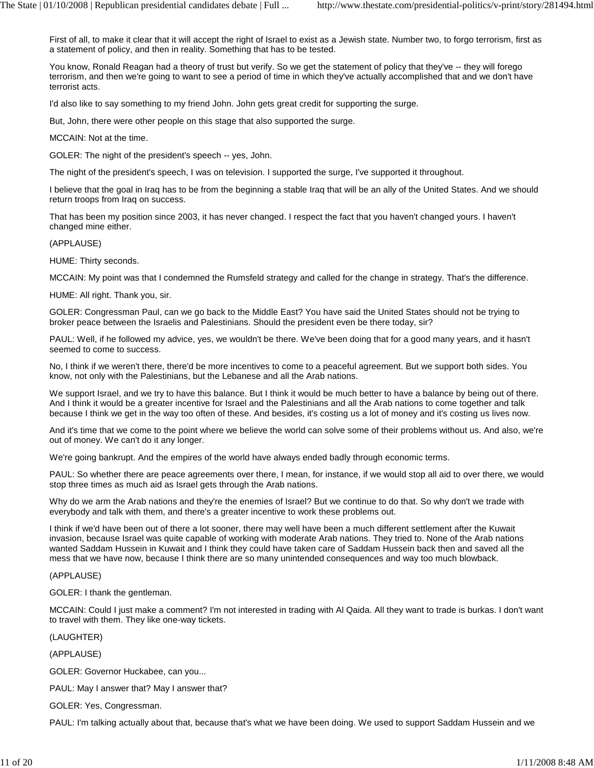First of all, to make it clear that it will accept the right of Israel to exist as a Jewish state. Number two, to forgo terrorism, first as a statement of policy, and then in reality. Something that has to be tested.

You know, Ronald Reagan had a theory of trust but verify. So we get the statement of policy that they've -- they will forego terrorism, and then we're going to want to see a period of time in which they've actually accomplished that and we don't have terrorist acts.

I'd also like to say something to my friend John. John gets great credit for supporting the surge.

But, John, there were other people on this stage that also supported the surge.

MCCAIN: Not at the time.

GOLER: The night of the president's speech -- yes, John.

The night of the president's speech, I was on television. I supported the surge, I've supported it throughout.

I believe that the goal in Iraq has to be from the beginning a stable Iraq that will be an ally of the United States. And we should return troops from Iraq on success.

That has been my position since 2003, it has never changed. I respect the fact that you haven't changed yours. I haven't changed mine either.

(APPLAUSE)

HUME: Thirty seconds.

MCCAIN: My point was that I condemned the Rumsfeld strategy and called for the change in strategy. That's the difference.

HUME: All right. Thank you, sir.

GOLER: Congressman Paul, can we go back to the Middle East? You have said the United States should not be trying to broker peace between the Israelis and Palestinians. Should the president even be there today, sir?

PAUL: Well, if he followed my advice, yes, we wouldn't be there. We've been doing that for a good many years, and it hasn't seemed to come to success.

No, I think if we weren't there, there'd be more incentives to come to a peaceful agreement. But we support both sides. You know, not only with the Palestinians, but the Lebanese and all the Arab nations.

We support Israel, and we try to have this balance. But I think it would be much better to have a balance by being out of there. And I think it would be a greater incentive for Israel and the Palestinians and all the Arab nations to come together and talk because I think we get in the way too often of these. And besides, it's costing us a lot of money and it's costing us lives now.

And it's time that we come to the point where we believe the world can solve some of their problems without us. And also, we're out of money. We can't do it any longer.

We're going bankrupt. And the empires of the world have always ended badly through economic terms.

PAUL: So whether there are peace agreements over there, I mean, for instance, if we would stop all aid to over there, we would stop three times as much aid as Israel gets through the Arab nations.

Why do we arm the Arab nations and they're the enemies of Israel? But we continue to do that. So why don't we trade with everybody and talk with them, and there's a greater incentive to work these problems out.

I think if we'd have been out of there a lot sooner, there may well have been a much different settlement after the Kuwait invasion, because Israel was quite capable of working with moderate Arab nations. They tried to. None of the Arab nations wanted Saddam Hussein in Kuwait and I think they could have taken care of Saddam Hussein back then and saved all the mess that we have now, because I think there are so many unintended consequences and way too much blowback.

(APPLAUSE)

GOLER: I thank the gentleman.

MCCAIN: Could I just make a comment? I'm not interested in trading with Al Qaida. All they want to trade is burkas. I don't want to travel with them. They like one-way tickets.

(LAUGHTER)

(APPLAUSE)

GOLER: Governor Huckabee, can you...

PAUL: May I answer that? May I answer that?

GOLER: Yes, Congressman.

PAUL: I'm talking actually about that, because that's what we have been doing. We used to support Saddam Hussein and we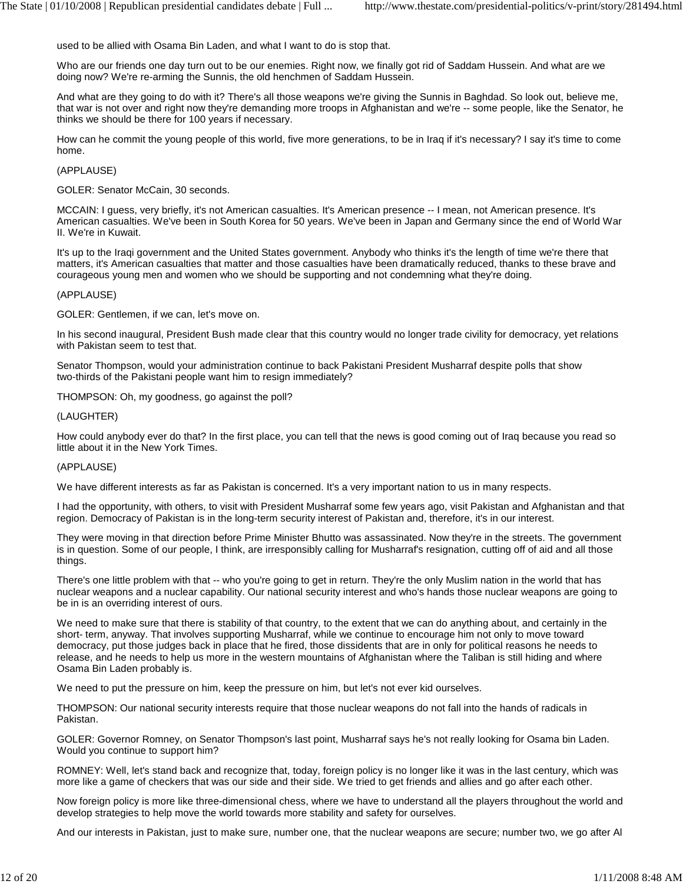used to be allied with Osama Bin Laden, and what I want to do is stop that.

Who are our friends one day turn out to be our enemies. Right now, we finally got rid of Saddam Hussein. And what are we doing now? We're re-arming the Sunnis, the old henchmen of Saddam Hussein.

And what are they going to do with it? There's all those weapons we're giving the Sunnis in Baghdad. So look out, believe me, that war is not over and right now they're demanding more troops in Afghanistan and we're -- some people, like the Senator, he thinks we should be there for 100 years if necessary.

How can he commit the young people of this world, five more generations, to be in Iraq if it's necessary? I say it's time to come home.

(APPLAUSE)

GOLER: Senator McCain, 30 seconds.

MCCAIN: I guess, very briefly, it's not American casualties. It's American presence -- I mean, not American presence. It's American casualties. We've been in South Korea for 50 years. We've been in Japan and Germany since the end of World War II. We're in Kuwait.

It's up to the Iraqi government and the United States government. Anybody who thinks it's the length of time we're there that matters, it's American casualties that matter and those casualties have been dramatically reduced, thanks to these brave and courageous young men and women who we should be supporting and not condemning what they're doing.

(APPLAUSE)

GOLER: Gentlemen, if we can, let's move on.

In his second inaugural, President Bush made clear that this country would no longer trade civility for democracy, yet relations with Pakistan seem to test that.

Senator Thompson, would your administration continue to back Pakistani President Musharraf despite polls that show two-thirds of the Pakistani people want him to resign immediately?

THOMPSON: Oh, my goodness, go against the poll?

(LAUGHTER)

How could anybody ever do that? In the first place, you can tell that the news is good coming out of Iraq because you read so little about it in the New York Times.

(APPLAUSE)

We have different interests as far as Pakistan is concerned. It's a very important nation to us in many respects.

I had the opportunity, with others, to visit with President Musharraf some few years ago, visit Pakistan and Afghanistan and that region. Democracy of Pakistan is in the long-term security interest of Pakistan and, therefore, it's in our interest.

They were moving in that direction before Prime Minister Bhutto was assassinated. Now they're in the streets. The government is in question. Some of our people, I think, are irresponsibly calling for Musharraf's resignation, cutting off of aid and all those things.

There's one little problem with that -- who you're going to get in return. They're the only Muslim nation in the world that has nuclear weapons and a nuclear capability. Our national security interest and who's hands those nuclear weapons are going to be in is an overriding interest of ours.

We need to make sure that there is stability of that country, to the extent that we can do anything about, and certainly in the short- term, anyway. That involves supporting Musharraf, while we continue to encourage him not only to move toward democracy, put those judges back in place that he fired, those dissidents that are in only for political reasons he needs to release, and he needs to help us more in the western mountains of Afghanistan where the Taliban is still hiding and where Osama Bin Laden probably is.

We need to put the pressure on him, keep the pressure on him, but let's not ever kid ourselves.

THOMPSON: Our national security interests require that those nuclear weapons do not fall into the hands of radicals in Pakistan.

GOLER: Governor Romney, on Senator Thompson's last point, Musharraf says he's not really looking for Osama bin Laden. Would you continue to support him?

ROMNEY: Well, let's stand back and recognize that, today, foreign policy is no longer like it was in the last century, which was more like a game of checkers that was our side and their side. We tried to get friends and allies and go after each other.

Now foreign policy is more like three-dimensional chess, where we have to understand all the players throughout the world and develop strategies to help move the world towards more stability and safety for ourselves.

And our interests in Pakistan, just to make sure, number one, that the nuclear weapons are secure; number two, we go after Al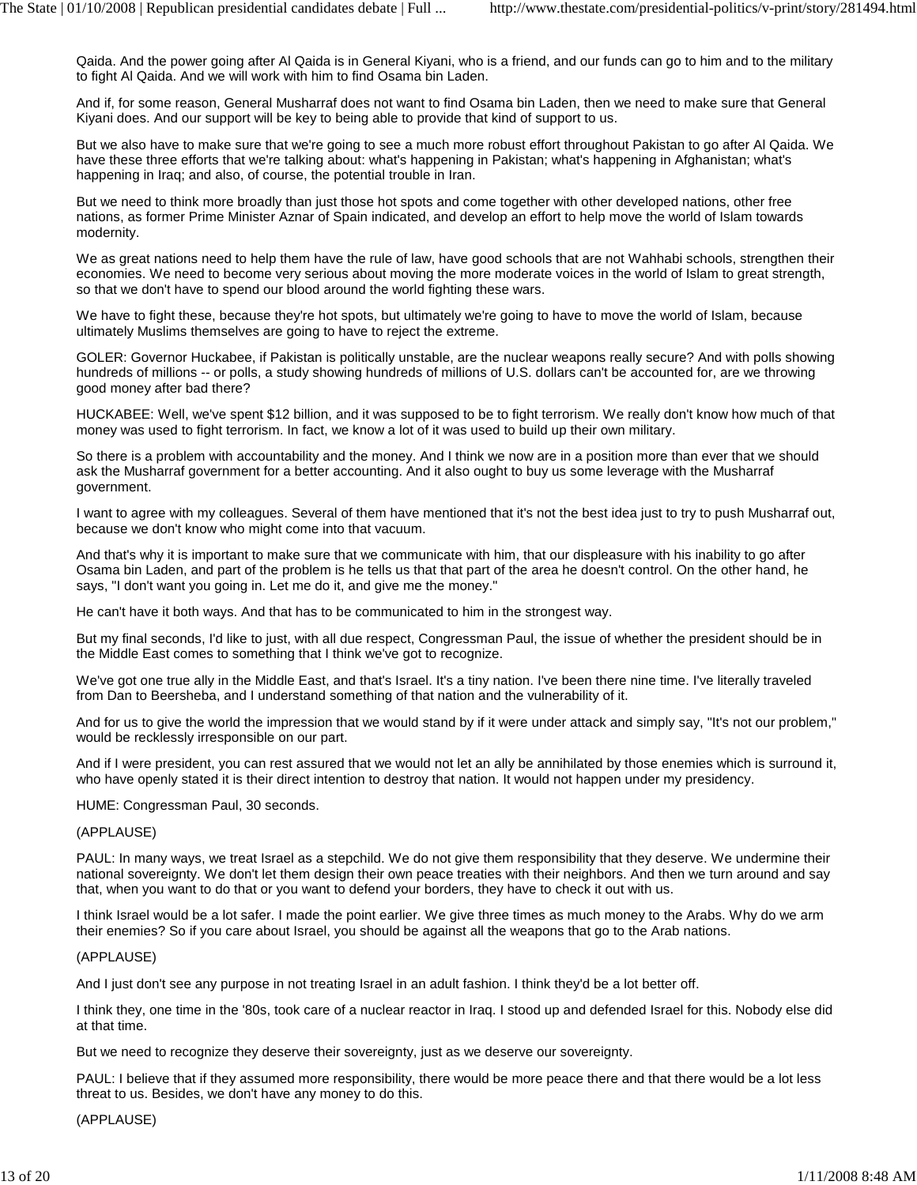Qaida. And the power going after Al Qaida is in General Kiyani, who is a friend, and our funds can go to him and to the military to fight Al Qaida. And we will work with him to find Osama bin Laden.

And if, for some reason, General Musharraf does not want to find Osama bin Laden, then we need to make sure that General Kiyani does. And our support will be key to being able to provide that kind of support to us.

But we also have to make sure that we're going to see a much more robust effort throughout Pakistan to go after Al Qaida. We have these three efforts that we're talking about: what's happening in Pakistan; what's happening in Afghanistan; what's happening in Iraq; and also, of course, the potential trouble in Iran.

But we need to think more broadly than just those hot spots and come together with other developed nations, other free nations, as former Prime Minister Aznar of Spain indicated, and develop an effort to help move the world of Islam towards modernity.

We as great nations need to help them have the rule of law, have good schools that are not Wahhabi schools, strengthen their economies. We need to become very serious about moving the more moderate voices in the world of Islam to great strength, so that we don't have to spend our blood around the world fighting these wars.

We have to fight these, because they're hot spots, but ultimately we're going to have to move the world of Islam, because ultimately Muslims themselves are going to have to reject the extreme.

GOLER: Governor Huckabee, if Pakistan is politically unstable, are the nuclear weapons really secure? And with polls showing hundreds of millions -- or polls, a study showing hundreds of millions of U.S. dollars can't be accounted for, are we throwing good money after bad there?

HUCKABEE: Well, we've spent $12 billion, and it was supposed to be to fight terrorism. We really don't know how much of that money was used to fight terrorism. In fact, we know a lot of it was used to build up their own military.

So there is a problem with accountability and the money. And I think we now are in a position more than ever that we should ask the Musharraf government for a better accounting. And it also ought to buy us some leverage with the Musharraf government.

I want to agree with my colleagues. Several of them have mentioned that it's not the best idea just to try to push Musharraf out, because we don't know who might come into that vacuum.

And that's why it is important to make sure that we communicate with him, that our displeasure with his inability to go after Osama bin Laden, and part of the problem is he tells us that that part of the area he doesn't control. On the other hand, he says, "I don't want you going in. Let me do it, and give me the money."

He can't have it both ways. And that has to be communicated to him in the strongest way.

But my final seconds, I'd like to just, with all due respect, Congressman Paul, the issue of whether the president should be in the Middle East comes to something that I think we've got to recognize.

We've got one true ally in the Middle East, and that's Israel. It's a tiny nation. I've been there nine time. I've literally traveled from Dan to Beersheba, and I understand something of that nation and the vulnerability of it.

And for us to give the world the impression that we would stand by if it were under attack and simply say, "It's not our problem," would be recklessly irresponsible on our part.

And if I were president, you can rest assured that we would not let an ally be annihilated by those enemies which is surround it, who have openly stated it is their direct intention to destroy that nation. It would not happen under my presidency.

HUME: Congressman Paul, 30 seconds.

(APPLAUSE)

PAUL: In many ways, we treat Israel as a stepchild. We do not give them responsibility that they deserve. We undermine their national sovereignty. We don't let them design their own peace treaties with their neighbors. And then we turn around and say that, when you want to do that or you want to defend your borders, they have to check it out with us.

I think Israel would be a lot safer. I made the point earlier. We give three times as much money to the Arabs. Why do we arm their enemies? So if you care about Israel, you should be against all the weapons that go to the Arab nations.

(APPLAUSE)

And I just don't see any purpose in not treating Israel in an adult fashion. I think they'd be a lot better off.

I think they, one time in the '80s, took care of a nuclear reactor in Iraq. I stood up and defended Israel for this. Nobody else did at that time.

But we need to recognize they deserve their sovereignty, just as we deserve our sovereignty.

PAUL: I believe that if they assumed more responsibility, there would be more peace there and that there would be a lot less threat to us. Besides, we don't have any money to do this.

(APPLAUSE)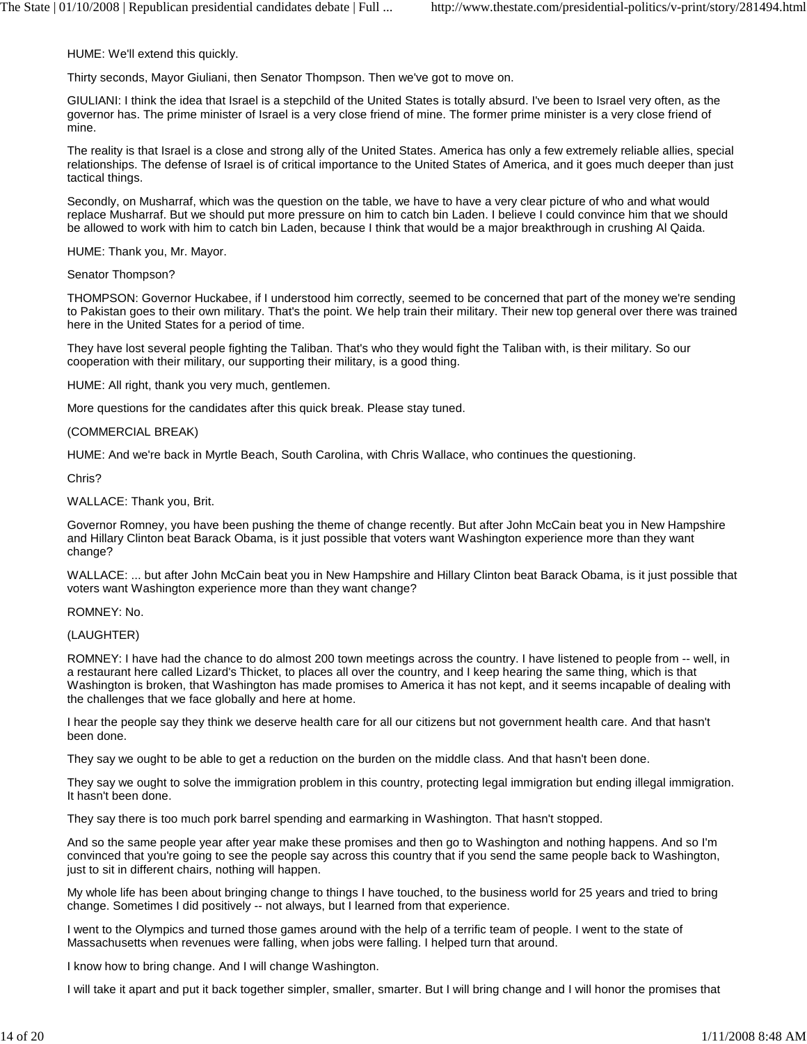HUME: We'll extend this quickly.

Thirty seconds, Mayor Giuliani, then Senator Thompson. Then we've got to move on.

GIULIANI: I think the idea that Israel is a stepchild of the United States is totally absurd. I've been to Israel very often, as the governor has. The prime minister of Israel is a very close friend of mine. The former prime minister is a very close friend of mine.

The reality is that Israel is a close and strong ally of the United States. America has only a few extremely reliable allies, special relationships. The defense of Israel is of critical importance to the United States of America, and it goes much deeper than just tactical things.

Secondly, on Musharraf, which was the question on the table, we have to have a very clear picture of who and what would replace Musharraf. But we should put more pressure on him to catch bin Laden. I believe I could convince him that we should be allowed to work with him to catch bin Laden, because I think that would be a major breakthrough in crushing Al Qaida.

HUME: Thank you, Mr. Mayor.

Senator Thompson?

THOMPSON: Governor Huckabee, if I understood him correctly, seemed to be concerned that part of the money we're sending to Pakistan goes to their own military. That's the point. We help train their military. Their new top general over there was trained here in the United States for a period of time.

They have lost several people fighting the Taliban. That's who they would fight the Taliban with, is their military. So our cooperation with their military, our supporting their military, is a good thing.

HUME: All right, thank you very much, gentlemen.

More questions for the candidates after this quick break. Please stay tuned.

(COMMERCIAL BREAK)

HUME: And we're back in Myrtle Beach, South Carolina, with Chris Wallace, who continues the questioning.

Chris?

WALLACE: Thank you, Brit.

Governor Romney, you have been pushing the theme of change recently. But after John McCain beat you in New Hampshire and Hillary Clinton beat Barack Obama, is it just possible that voters want Washington experience more than they want change?

WALLACE: ... but after John McCain beat you in New Hampshire and Hillary Clinton beat Barack Obama, is it just possible that voters want Washington experience more than they want change?

ROMNEY: No.

(LAUGHTER)

ROMNEY: I have had the chance to do almost 200 town meetings across the country. I have listened to people from -- well, in a restaurant here called Lizard's Thicket, to places all over the country, and I keep hearing the same thing, which is that Washington is broken, that Washington has made promises to America it has not kept, and it seems incapable of dealing with the challenges that we face globally and here at home.

I hear the people say they think we deserve health care for all our citizens but not government health care. And that hasn't been done.

They say we ought to be able to get a reduction on the burden on the middle class. And that hasn't been done.

They say we ought to solve the immigration problem in this country, protecting legal immigration but ending illegal immigration. It hasn't been done.

They say there is too much pork barrel spending and earmarking in Washington. That hasn't stopped.

And so the same people year after year make these promises and then go to Washington and nothing happens. And so I'm convinced that you're going to see the people say across this country that if you send the same people back to Washington, just to sit in different chairs, nothing will happen.

My whole life has been about bringing change to things I have touched, to the business world for 25 years and tried to bring change. Sometimes I did positively -- not always, but I learned from that experience.

I went to the Olympics and turned those games around with the help of a terrific team of people. I went to the state of Massachusetts when revenues were falling, when jobs were falling. I helped turn that around.

I know how to bring change. And I will change Washington.

I will take it apart and put it back together simpler, smaller, smarter. But I will bring change and I will honor the promises that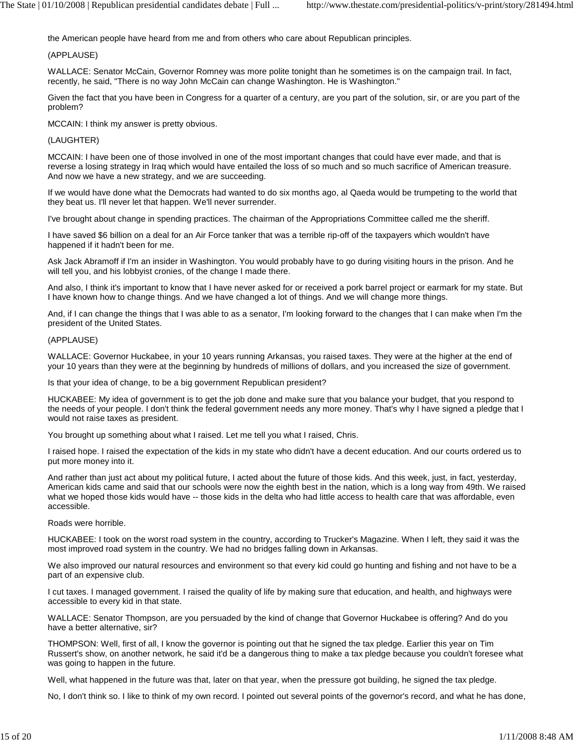the American people have heard from me and from others who care about Republican principles.

(APPLAUSE)

WALLACE: Senator McCain, Governor Romney was more polite tonight than he sometimes is on the campaign trail. In fact, recently, he said, "There is no way John McCain can change Washington. He is Washington."

Given the fact that you have been in Congress for a quarter of a century, are you part of the solution, sir, or are you part of the problem?

MCCAIN: I think my answer is pretty obvious.

(LAUGHTER)

MCCAIN: I have been one of those involved in one of the most important changes that could have ever made, and that is reverse a losing strategy in Iraq which would have entailed the loss of so much and so much sacrifice of American treasure. And now we have a new strategy, and we are succeeding.

If we would have done what the Democrats had wanted to do six months ago, al Qaeda would be trumpeting to the world that they beat us. I'll never let that happen. We'll never surrender.

I've brought about change in spending practices. The chairman of the Appropriations Committee called me the sheriff.

I have saved $6 billion on a deal for an Air Force tanker that was a terrible rip-off of the taxpayers which wouldn't have happened if it hadn't been for me.

Ask Jack Abramoff if I'm an insider in Washington. You would probably have to go during visiting hours in the prison. And he will tell you, and his lobbyist cronies, of the change I made there.

And also, I think it's important to know that I have never asked for or received a pork barrel project or earmark for my state. But I have known how to change things. And we have changed a lot of things. And we will change more things.

And, if I can change the things that I was able to as a senator, I'm looking forward to the changes that I can make when I'm the president of the United States.

(APPLAUSE)

WALLACE: Governor Huckabee, in your 10 years running Arkansas, you raised taxes. They were at the higher at the end of your 10 years than they were at the beginning by hundreds of millions of dollars, and you increased the size of government.

Is that your idea of change, to be a big government Republican president?

HUCKABEE: My idea of government is to get the job done and make sure that you balance your budget, that you respond to the needs of your people. I don't think the federal government needs any more money. That's why I have signed a pledge that I would not raise taxes as president.

You brought up something about what I raised. Let me tell you what I raised, Chris.

I raised hope. I raised the expectation of the kids in my state who didn't have a decent education. And our courts ordered us to put more money into it.

And rather than just act about my political future, I acted about the future of those kids. And this week, just, in fact, yesterday, American kids came and said that our schools were now the eighth best in the nation, which is a long way from 49th. We raised what we hoped those kids would have -- those kids in the delta who had little access to health care that was affordable, even accessible.

Roads were horrible.

HUCKABEE: I took on the worst road system in the country, according to Trucker's Magazine. When I left, they said it was the most improved road system in the country. We had no bridges falling down in Arkansas.

We also improved our natural resources and environment so that every kid could go hunting and fishing and not have to be a part of an expensive club.

I cut taxes. I managed government. I raised the quality of life by making sure that education, and health, and highways were accessible to every kid in that state.

WALLACE: Senator Thompson, are you persuaded by the kind of change that Governor Huckabee is offering? And do you have a better alternative, sir?

THOMPSON: Well, first of all, I know the governor is pointing out that he signed the tax pledge. Earlier this year on Tim Russert's show, on another network, he said it'd be a dangerous thing to make a tax pledge because you couldn't foresee what was going to happen in the future.

Well, what happened in the future was that, later on that year, when the pressure got building, he signed the tax pledge.

No, I don't think so. I like to think of my own record. I pointed out several points of the governor's record, and what he has done,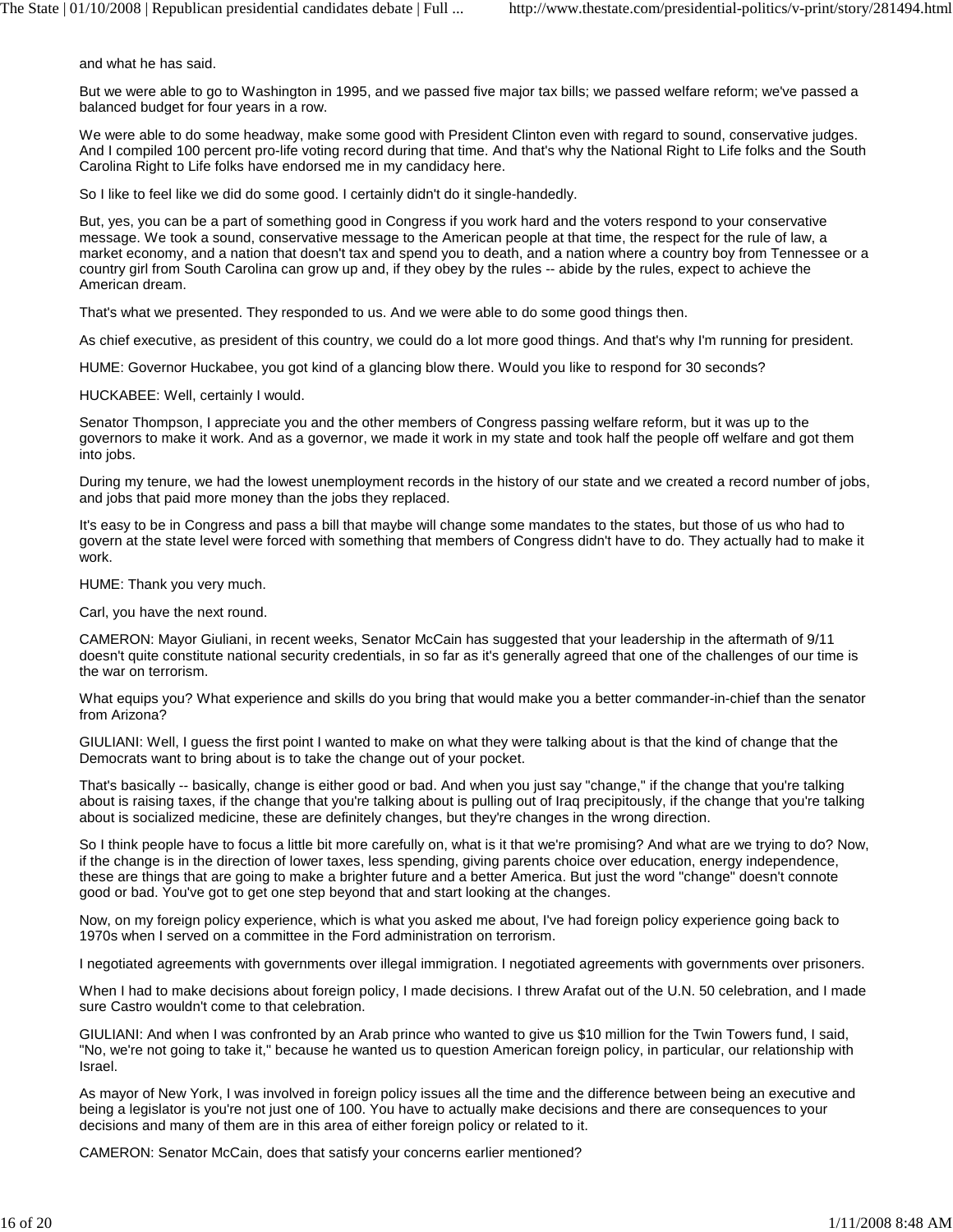and what he has said.

But we were able to go to Washington in 1995, and we passed five major tax bills; we passed welfare reform; we've passed a balanced budget for four years in a row.

We were able to do some headway, make some good with President Clinton even with regard to sound, conservative judges. And I compiled 100 percent pro-life voting record during that time. And that's why the National Right to Life folks and the South Carolina Right to Life folks have endorsed me in my candidacy here.

So I like to feel like we did do some good. I certainly didn't do it single-handedly.

But, yes, you can be a part of something good in Congress if you work hard and the voters respond to your conservative message. We took a sound, conservative message to the American people at that time, the respect for the rule of law, a market economy, and a nation that doesn't tax and spend you to death, and a nation where a country boy from Tennessee or a country girl from South Carolina can grow up and, if they obey by the rules -- abide by the rules, expect to achieve the American dream.

That's what we presented. They responded to us. And we were able to do some good things then.

As chief executive, as president of this country, we could do a lot more good things. And that's why I'm running for president.

HUME: Governor Huckabee, you got kind of a glancing blow there. Would you like to respond for 30 seconds?

HUCKABEE: Well, certainly I would.

Senator Thompson, I appreciate you and the other members of Congress passing welfare reform, but it was up to the governors to make it work. And as a governor, we made it work in my state and took half the people off welfare and got them into jobs.

During my tenure, we had the lowest unemployment records in the history of our state and we created a record number of jobs, and jobs that paid more money than the jobs they replaced.

It's easy to be in Congress and pass a bill that maybe will change some mandates to the states, but those of us who had to govern at the state level were forced with something that members of Congress didn't have to do. They actually had to make it work.

HUME: Thank you very much.

Carl, you have the next round.

CAMERON: Mayor Giuliani, in recent weeks, Senator McCain has suggested that your leadership in the aftermath of 9/11 doesn't quite constitute national security credentials, in so far as it's generally agreed that one of the challenges of our time is the war on terrorism.

What equips you? What experience and skills do you bring that would make you a better commander-in-chief than the senator from Arizona?

GIULIANI: Well, I guess the first point I wanted to make on what they were talking about is that the kind of change that the Democrats want to bring about is to take the change out of your pocket.

That's basically -- basically, change is either good or bad. And when you just say "change," if the change that you're talking about is raising taxes, if the change that you're talking about is pulling out of Iraq precipitously, if the change that you're talking about is socialized medicine, these are definitely changes, but they're changes in the wrong direction.

So I think people have to focus a little bit more carefully on, what is it that we're promising? And what are we trying to do? Now, if the change is in the direction of lower taxes, less spending, giving parents choice over education, energy independence, these are things that are going to make a brighter future and a better America. But just the word "change" doesn't connote good or bad. You've got to get one step beyond that and start looking at the changes.

Now, on my foreign policy experience, which is what you asked me about, I've had foreign policy experience going back to 1970s when I served on a committee in the Ford administration on terrorism.

I negotiated agreements with governments over illegal immigration. I negotiated agreements with governments over prisoners.

When I had to make decisions about foreign policy, I made decisions. I threw Arafat out of the U.N. 50 celebration, and I made sure Castro wouldn't come to that celebration.

GIULIANI: And when I was confronted by an Arab prince who wanted to give us $10 million for the Twin Towers fund, I said, "No, we're not going to take it," because he wanted us to question American foreign policy, in particular, our relationship with Israel.

As mayor of New York, I was involved in foreign policy issues all the time and the difference between being an executive and being a legislator is you're not just one of 100. You have to actually make decisions and there are consequences to your decisions and many of them are in this area of either foreign policy or related to it.

CAMERON: Senator McCain, does that satisfy your concerns earlier mentioned?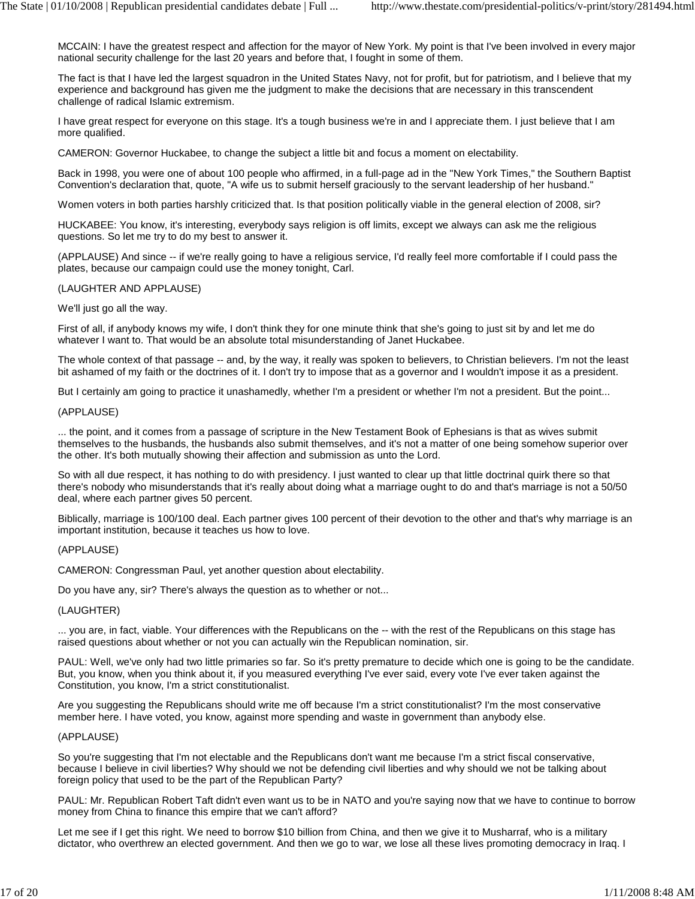MCCAIN: I have the greatest respect and affection for the mayor of New York. My point is that I've been involved in every major national security challenge for the last 20 years and before that, I fought in some of them.

The fact is that I have led the largest squadron in the United States Navy, not for profit, but for patriotism, and I believe that my experience and background has given me the judgment to make the decisions that are necessary in this transcendent challenge of radical Islamic extremism.

I have great respect for everyone on this stage. It's a tough business we're in and I appreciate them. I just believe that I am more qualified.

CAMERON: Governor Huckabee, to change the subject a little bit and focus a moment on electability.

Back in 1998, you were one of about 100 people who affirmed, in a full-page ad in the "New York Times," the Southern Baptist Convention's declaration that, quote, "A wife us to submit herself graciously to the servant leadership of her husband."

Women voters in both parties harshly criticized that. Is that position politically viable in the general election of 2008, sir?

HUCKABEE: You know, it's interesting, everybody says religion is off limits, except we always can ask me the religious questions. So let me try to do my best to answer it.

(APPLAUSE) And since -- if we're really going to have a religious service, I'd really feel more comfortable if I could pass the plates, because our campaign could use the money tonight, Carl.

(LAUGHTER AND APPLAUSE)

We'll just go all the way.

First of all, if anybody knows my wife, I don't think they for one minute think that she's going to just sit by and let me do whatever I want to. That would be an absolute total misunderstanding of Janet Huckabee.

The whole context of that passage -- and, by the way, it really was spoken to believers, to Christian believers. I'm not the least bit ashamed of my faith or the doctrines of it. I don't try to impose that as a governor and I wouldn't impose it as a president.

But I certainly am going to practice it unashamedly, whether I'm a president or whether I'm not a president. But the point...

(APPLAUSE)

... the point, and it comes from a passage of scripture in the New Testament Book of Ephesians is that as wives submit themselves to the husbands, the husbands also submit themselves, and it's not a matter of one being somehow superior over the other. It's both mutually showing their affection and submission as unto the Lord.

So with all due respect, it has nothing to do with presidency. I just wanted to clear up that little doctrinal quirk there so that there's nobody who misunderstands that it's really about doing what a marriage ought to do and that's marriage is not a 50/50 deal, where each partner gives 50 percent.

Biblically, marriage is 100/100 deal. Each partner gives 100 percent of their devotion to the other and that's why marriage is an important institution, because it teaches us how to love.

(APPLAUSE)

CAMERON: Congressman Paul, yet another question about electability.

Do you have any, sir? There's always the question as to whether or not...

(LAUGHTER)

... you are, in fact, viable. Your differences with the Republicans on the -- with the rest of the Republicans on this stage has raised questions about whether or not you can actually win the Republican nomination, sir.

PAUL: Well, we've only had two little primaries so far. So it's pretty premature to decide which one is going to be the candidate. But, you know, when you think about it, if you measured everything I've ever said, every vote I've ever taken against the Constitution, you know, I'm a strict constitutionalist.

Are you suggesting the Republicans should write me off because I'm a strict constitutionalist? I'm the most conservative member here. I have voted, you know, against more spending and waste in government than anybody else.

(APPLAUSE)

So you're suggesting that I'm not electable and the Republicans don't want me because I'm a strict fiscal conservative, because I believe in civil liberties? Why should we not be defending civil liberties and why should we not be talking about foreign policy that used to be the part of the Republican Party?

PAUL: Mr. Republican Robert Taft didn't even want us to be in NATO and you're saying now that we have to continue to borrow money from China to finance this empire that we can't afford?

Let me see if I get this right. We need to borrow $10 billion from China, and then we give it to Musharraf, who is a military dictator, who overthrew an elected government. And then we go to war, we lose all these lives promoting democracy in Iraq. I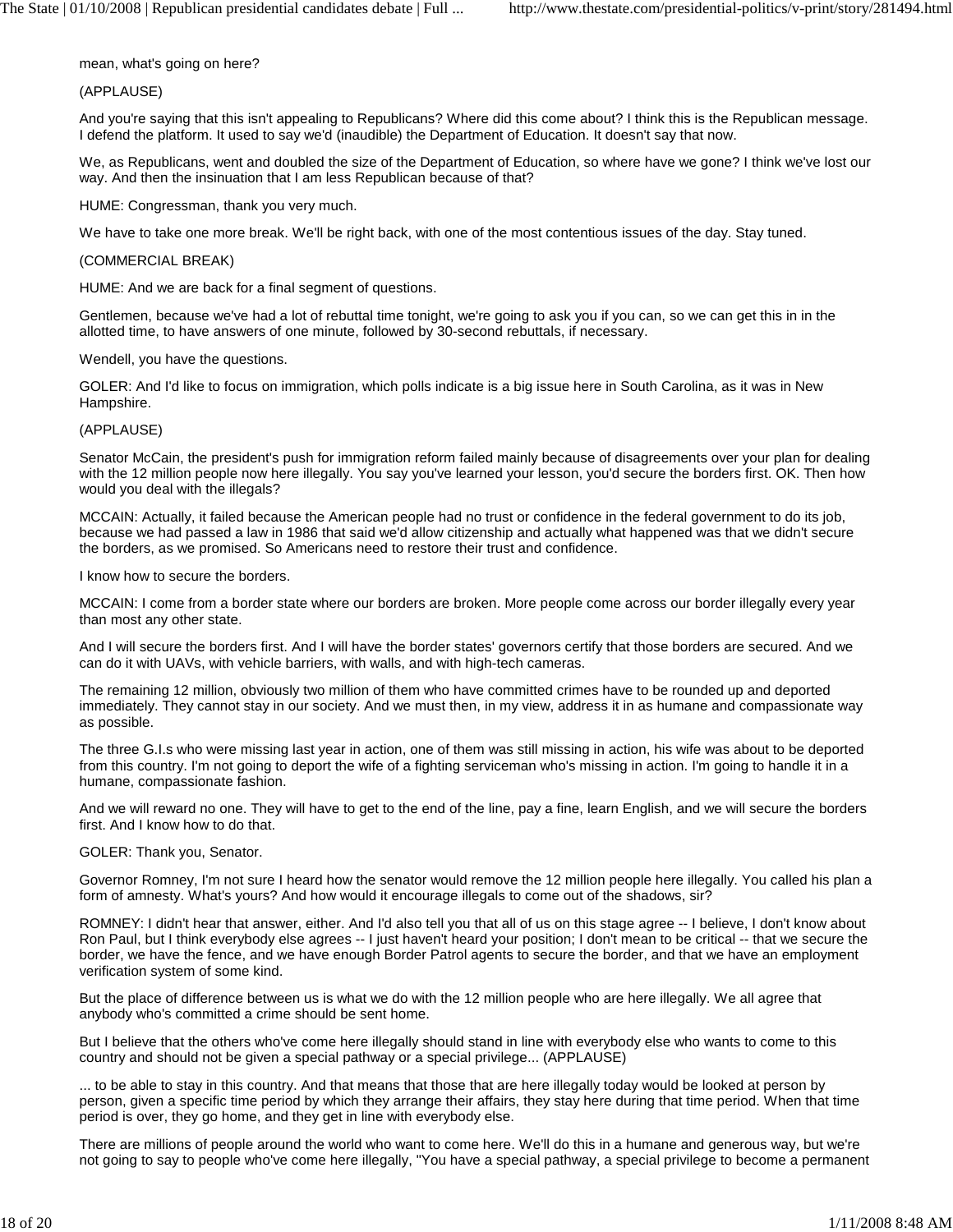mean, what's going on here?

(APPLAUSE)

And you're saying that this isn't appealing to Republicans? Where did this come about? I think this is the Republican message. I defend the platform. It used to say we'd (inaudible) the Department of Education. It doesn't say that now.

We, as Republicans, went and doubled the size of the Department of Education, so where have we gone? I think we've lost our way. And then the insinuation that I am less Republican because of that?

HUME: Congressman, thank you very much.

We have to take one more break. We'll be right back, with one of the most contentious issues of the day. Stay tuned.

(COMMERCIAL BREAK)

HUME: And we are back for a final segment of questions.

Gentlemen, because we've had a lot of rebuttal time tonight, we're going to ask you if you can, so we can get this in in the allotted time, to have answers of one minute, followed by 30-second rebuttals, if necessary.

Wendell, you have the questions.

GOLER: And I'd like to focus on immigration, which polls indicate is a big issue here in South Carolina, as it was in New Hampshire.

(APPLAUSE)

Senator McCain, the president's push for immigration reform failed mainly because of disagreements over your plan for dealing with the 12 million people now here illegally. You say you've learned your lesson, you'd secure the borders first. OK. Then how would you deal with the illegals?

MCCAIN: Actually, it failed because the American people had no trust or confidence in the federal government to do its job, because we had passed a law in 1986 that said we'd allow citizenship and actually what happened was that we didn't secure the borders, as we promised. So Americans need to restore their trust and confidence.

I know how to secure the borders.

MCCAIN: I come from a border state where our borders are broken. More people come across our border illegally every year than most any other state.

And I will secure the borders first. And I will have the border states' governors certify that those borders are secured. And we can do it with UAVs, with vehicle barriers, with walls, and with high-tech cameras.

The remaining 12 million, obviously two million of them who have committed crimes have to be rounded up and deported immediately. They cannot stay in our society. And we must then, in my view, address it in as humane and compassionate way as possible.

The three G.I.s who were missing last year in action, one of them was still missing in action, his wife was about to be deported from this country. I'm not going to deport the wife of a fighting serviceman who's missing in action. I'm going to handle it in a humane, compassionate fashion.

And we will reward no one. They will have to get to the end of the line, pay a fine, learn English, and we will secure the borders first. And I know how to do that.

GOLER: Thank you, Senator.

Governor Romney, I'm not sure I heard how the senator would remove the 12 million people here illegally. You called his plan a form of amnesty. What's yours? And how would it encourage illegals to come out of the shadows, sir?

ROMNEY: I didn't hear that answer, either. And I'd also tell you that all of us on this stage agree -- I believe, I don't know about Ron Paul, but I think everybody else agrees -- I just haven't heard your position; I don't mean to be critical -- that we secure the border, we have the fence, and we have enough Border Patrol agents to secure the border, and that we have an employment verification system of some kind.

But the place of difference between us is what we do with the 12 million people who are here illegally. We all agree that anybody who's committed a crime should be sent home.

But I believe that the others who've come here illegally should stand in line with everybody else who wants to come to this country and should not be given a special pathway or a special privilege... (APPLAUSE)

... to be able to stay in this country. And that means that those that are here illegally today would be looked at person by person, given a specific time period by which they arrange their affairs, they stay here during that time period. When that time period is over, they go home, and they get in line with everybody else.

There are millions of people around the world who want to come here. We'll do this in a humane and generous way, but we're not going to say to people who've come here illegally, "You have a special pathway, a special privilege to become a permanent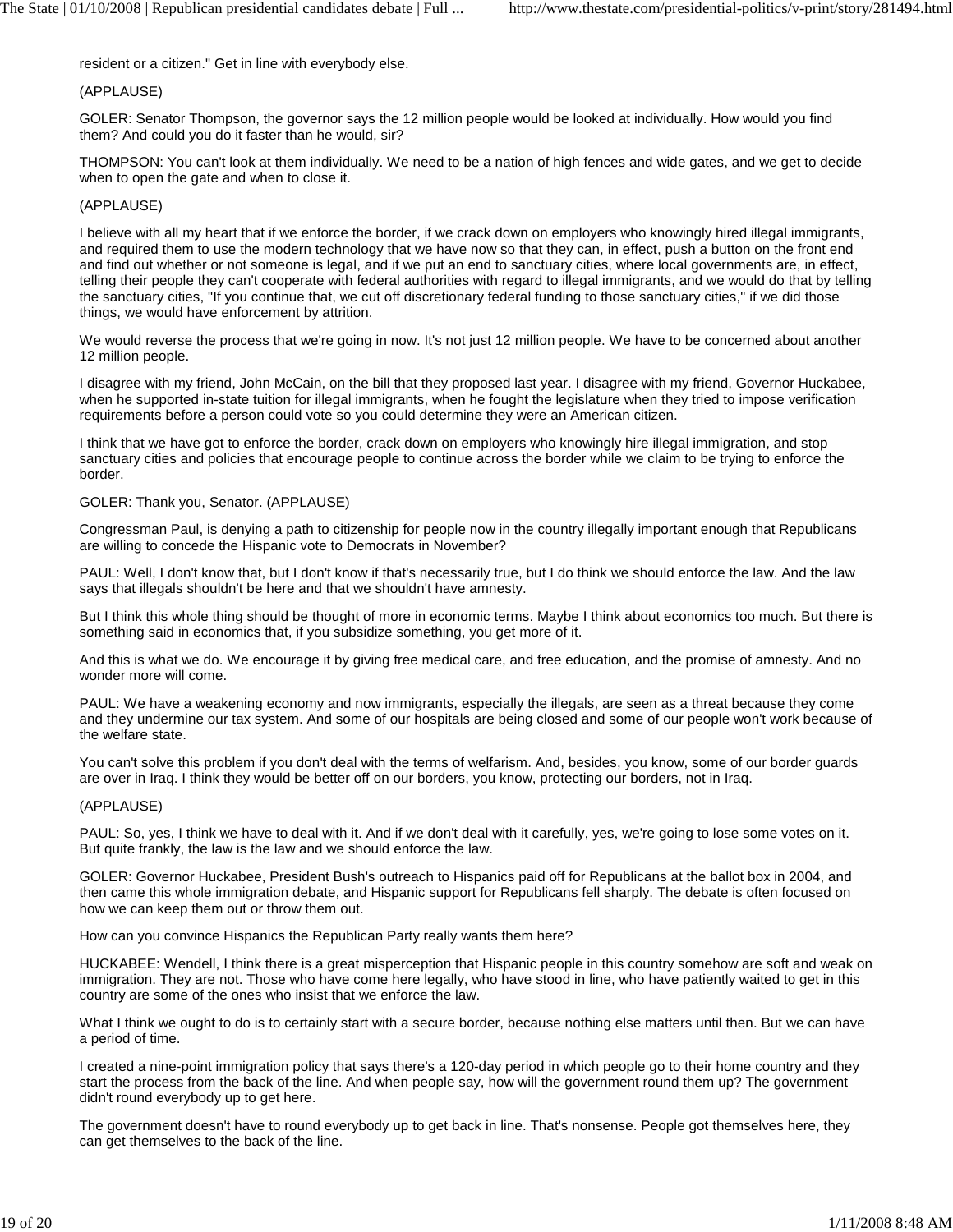resident or a citizen." Get in line with everybody else.

(APPLAUSE)

GOLER: Senator Thompson, the governor says the 12 million people would be looked at individually. How would you find them? And could you do it faster than he would, sir?

THOMPSON: You can't look at them individually. We need to be a nation of high fences and wide gates, and we get to decide when to open the gate and when to close it.

(APPLAUSE)

I believe with all my heart that if we enforce the border, if we crack down on employers who knowingly hired illegal immigrants, and required them to use the modern technology that we have now so that they can, in effect, push a button on the front end and find out whether or not someone is legal, and if we put an end to sanctuary cities, where local governments are, in effect, telling their people they can't cooperate with federal authorities with regard to illegal immigrants, and we would do that by telling the sanctuary cities, "If you continue that, we cut off discretionary federal funding to those sanctuary cities," if we did those things, we would have enforcement by attrition.

We would reverse the process that we're going in now. It's not just 12 million people. We have to be concerned about another 12 million people.

I disagree with my friend, John McCain, on the bill that they proposed last year. I disagree with my friend, Governor Huckabee, when he supported in-state tuition for illegal immigrants, when he fought the legislature when they tried to impose verification requirements before a person could vote so you could determine they were an American citizen.

I think that we have got to enforce the border, crack down on employers who knowingly hire illegal immigration, and stop sanctuary cities and policies that encourage people to continue across the border while we claim to be trying to enforce the border.

GOLER: Thank you, Senator. (APPLAUSE)

Congressman Paul, is denying a path to citizenship for people now in the country illegally important enough that Republicans are willing to concede the Hispanic vote to Democrats in November?

PAUL: Well, I don't know that, but I don't know if that's necessarily true, but I do think we should enforce the law. And the law says that illegals shouldn't be here and that we shouldn't have amnesty.

But I think this whole thing should be thought of more in economic terms. Maybe I think about economics too much. But there is something said in economics that, if you subsidize something, you get more of it.

And this is what we do. We encourage it by giving free medical care, and free education, and the promise of amnesty. And no wonder more will come.

PAUL: We have a weakening economy and now immigrants, especially the illegals, are seen as a threat because they come and they undermine our tax system. And some of our hospitals are being closed and some of our people won't work because of the welfare state.

You can't solve this problem if you don't deal with the terms of welfarism. And, besides, you know, some of our border guards are over in Iraq. I think they would be better off on our borders, you know, protecting our borders, not in Iraq.

(APPLAUSE)

PAUL: So, yes, I think we have to deal with it. And if we don't deal with it carefully, yes, we're going to lose some votes on it. But quite frankly, the law is the law and we should enforce the law.

GOLER: Governor Huckabee, President Bush's outreach to Hispanics paid off for Republicans at the ballot box in 2004, and then came this whole immigration debate, and Hispanic support for Republicans fell sharply. The debate is often focused on how we can keep them out or throw them out.

How can you convince Hispanics the Republican Party really wants them here?

HUCKABEE: Wendell, I think there is a great misperception that Hispanic people in this country somehow are soft and weak on immigration. They are not. Those who have come here legally, who have stood in line, who have patiently waited to get in this country are some of the ones who insist that we enforce the law.

What I think we ought to do is to certainly start with a secure border, because nothing else matters until then. But we can have a period of time.

I created a nine-point immigration policy that says there's a 120-day period in which people go to their home country and they start the process from the back of the line. And when people say, how will the government round them up? The government didn't round everybody up to get here.

The government doesn't have to round everybody up to get back in line. That's nonsense. People got themselves here, they can get themselves to the back of the line.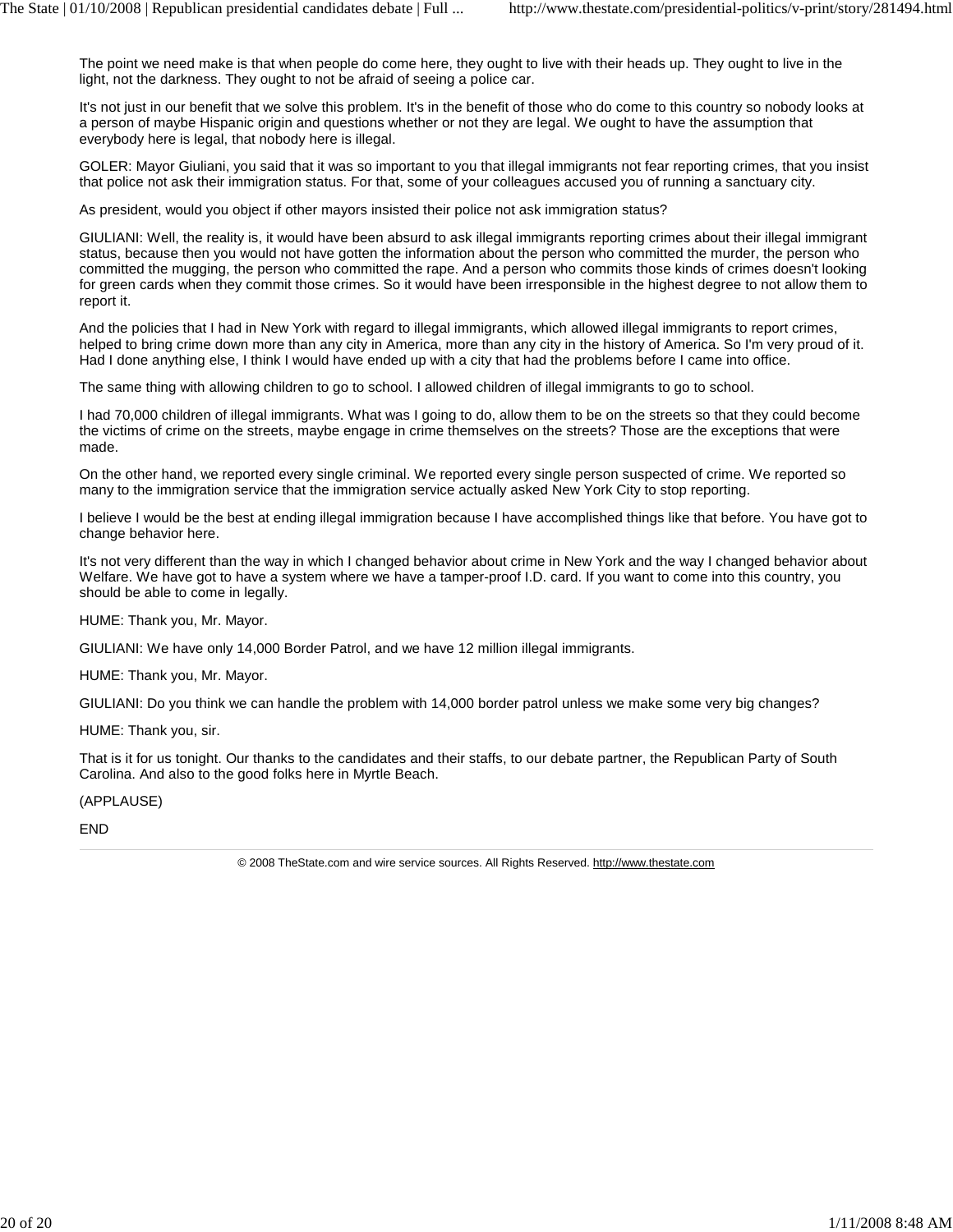The point we need make is that when people do come here, they ought to live with their heads up. They ought to live in the light, not the darkness. They ought to not be afraid of seeing a police car.

It's not just in our benefit that we solve this problem. It's in the benefit of those who do come to this country so nobody looks at a person of maybe Hispanic origin and questions whether or not they are legal. We ought to have the assumption that everybody here is legal, that nobody here is illegal.

GOLER: Mayor Giuliani, you said that it was so important to you that illegal immigrants not fear reporting crimes, that you insist that police not ask their immigration status. For that, some of your colleagues accused you of running a sanctuary city.

As president, would you object if other mayors insisted their police not ask immigration status?

GIULIANI: Well, the reality is, it would have been absurd to ask illegal immigrants reporting crimes about their illegal immigrant status, because then you would not have gotten the information about the person who committed the murder, the person who committed the mugging, the person who committed the rape. And a person who commits those kinds of crimes doesn't looking for green cards when they commit those crimes. So it would have been irresponsible in the highest degree to not allow them to report it.

And the policies that I had in New York with regard to illegal immigrants, which allowed illegal immigrants to report crimes, helped to bring crime down more than any city in America, more than any city in the history of America. So I'm very proud of it. Had I done anything else, I think I would have ended up with a city that had the problems before I came into office.

The same thing with allowing children to go to school. I allowed children of illegal immigrants to go to school.

I had 70,000 children of illegal immigrants. What was I going to do, allow them to be on the streets so that they could become the victims of crime on the streets, maybe engage in crime themselves on the streets? Those are the exceptions that were made.

On the other hand, we reported every single criminal. We reported every single person suspected of crime. We reported so many to the immigration service that the immigration service actually asked New York City to stop reporting.

I believe I would be the best at ending illegal immigration because I have accomplished things like that before. You have got to change behavior here.

It's not very different than the way in which I changed behavior about crime in New York and the way I changed behavior about Welfare. We have got to have a system where we have a tamper-proof I.D. card. If you want to come into this country, you should be able to come in legally.

HUME: Thank you, Mr. Mayor.

GIULIANI: We have only 14,000 Border Patrol, and we have 12 million illegal immigrants.

HUME: Thank you, Mr. Mayor.

GIULIANI: Do you think we can handle the problem with 14,000 border patrol unless we make some very big changes?

HUME: Thank you, sir.

That is it for us tonight. Our thanks to the candidates and their staffs, to our debate partner, the Republican Party of South Carolina. And also to the good folks here in Myrtle Beach.

(APPLAUSE)

END

© 2008 TheState.com and wire service sources. All Rights Reserved. http://www.thestate.com